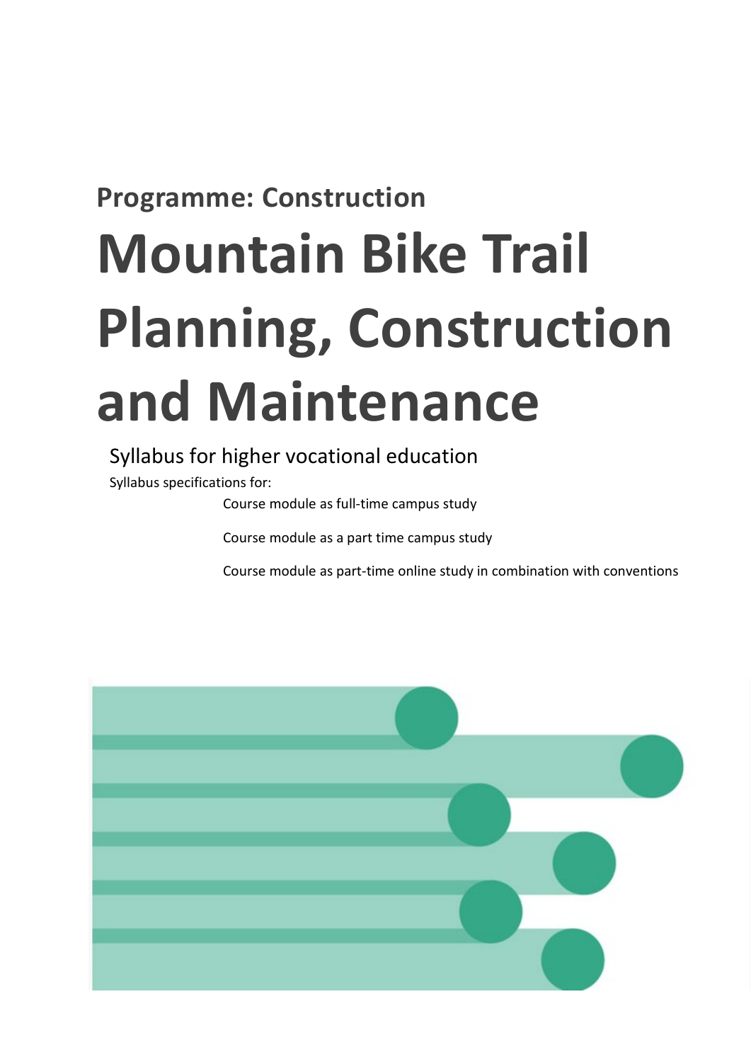**Programme: Construction**

# Mountain Bike Trail Planning, Construction and Maintenance

## Syllabus for higher vocational education

Syllabus specifications for:

Course module as full-time campus study

Course module as a part time campus study

Course module as part-time online study in combination with conventions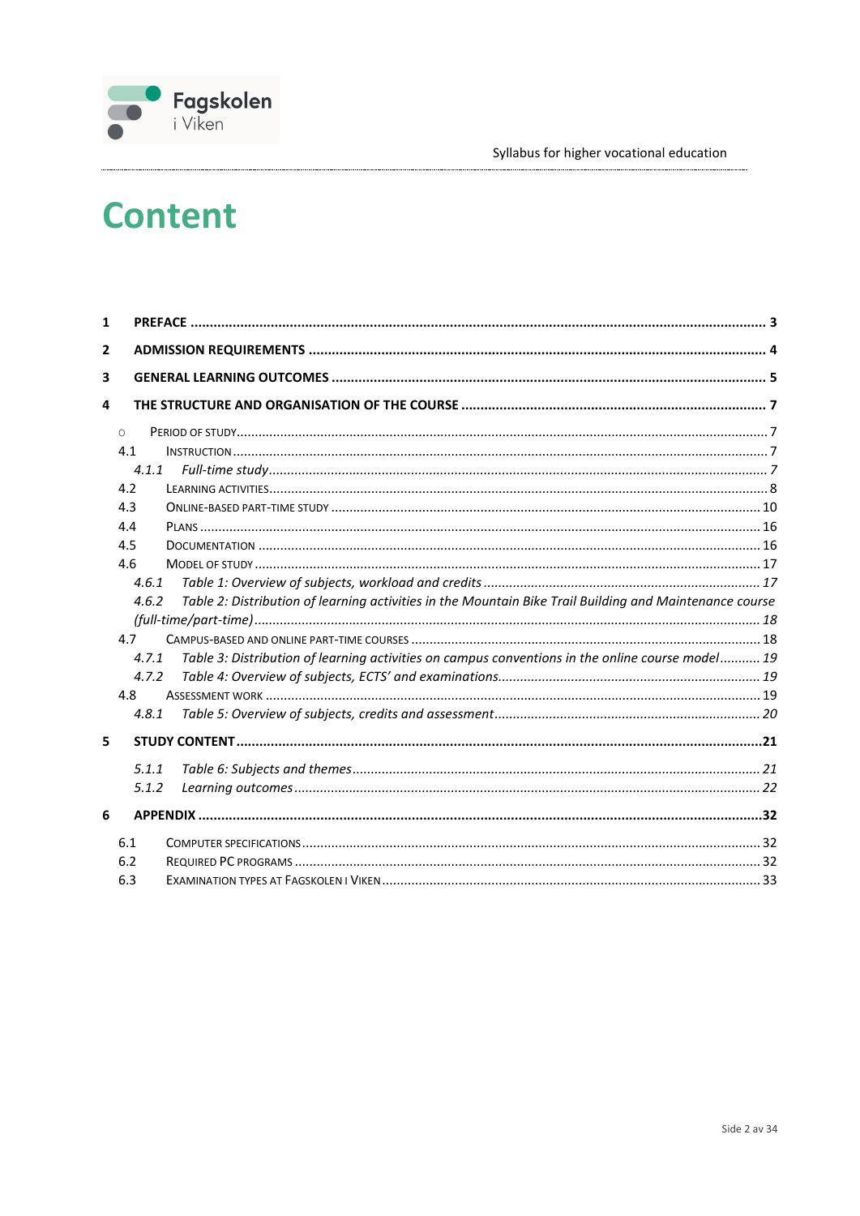# Content

1 **PREFACE** ..... 3

2 **ADMISSION REQUIREMENTS** ..... 4

3 **GENERAL LEARNING OUTCOMES** ..... 5

4 **THE STRUCTURE AND ORGANISATION OF THE COURSE** ..... 7

- Period of study ..... 7

4.1 Instruction ..... 7

*4.1.1 Full-time study* ..... 7

4.2 Learning activities ..... 8

4.3 Online-based part-time study ..... 10

4.4 Plans ..... 16

4.5 Documentation ..... 16

4.6 Model of study ..... 17

*4.6.1 Table 1: Overview of subjects, workload and credits* ..... 17

*4.6.2 Table 2: Distribution of learning activities in the Mountain Bike Trail Building and Maintenance course (full-time/part-time)* ..... 18

4.7 Campus-based and online part-time courses ..... 18

*4.7.1 Table 3: Distribution of learning activities on campus conventions in the online course model* ..... 19

*4.7.2 Table 4: Overview of subjects, ECTS' and examinations* ..... 19

4.8 Assessment work ..... 19

*4.8.1 Table 5: Overview of subjects, credits and assessment* ..... 20

5 **STUDY CONTENT** ..... 21

*5.1.1 Table 6: Subjects and themes* ..... 21

*5.1.2 Learning outcomes* ..... 22

6 **APPENDIX** ..... 32

6.1 Computer specifications ..... 32

6.2 Required PC programs ..... 32

6.3 Examination types at Fagskolen i Viken ..... 33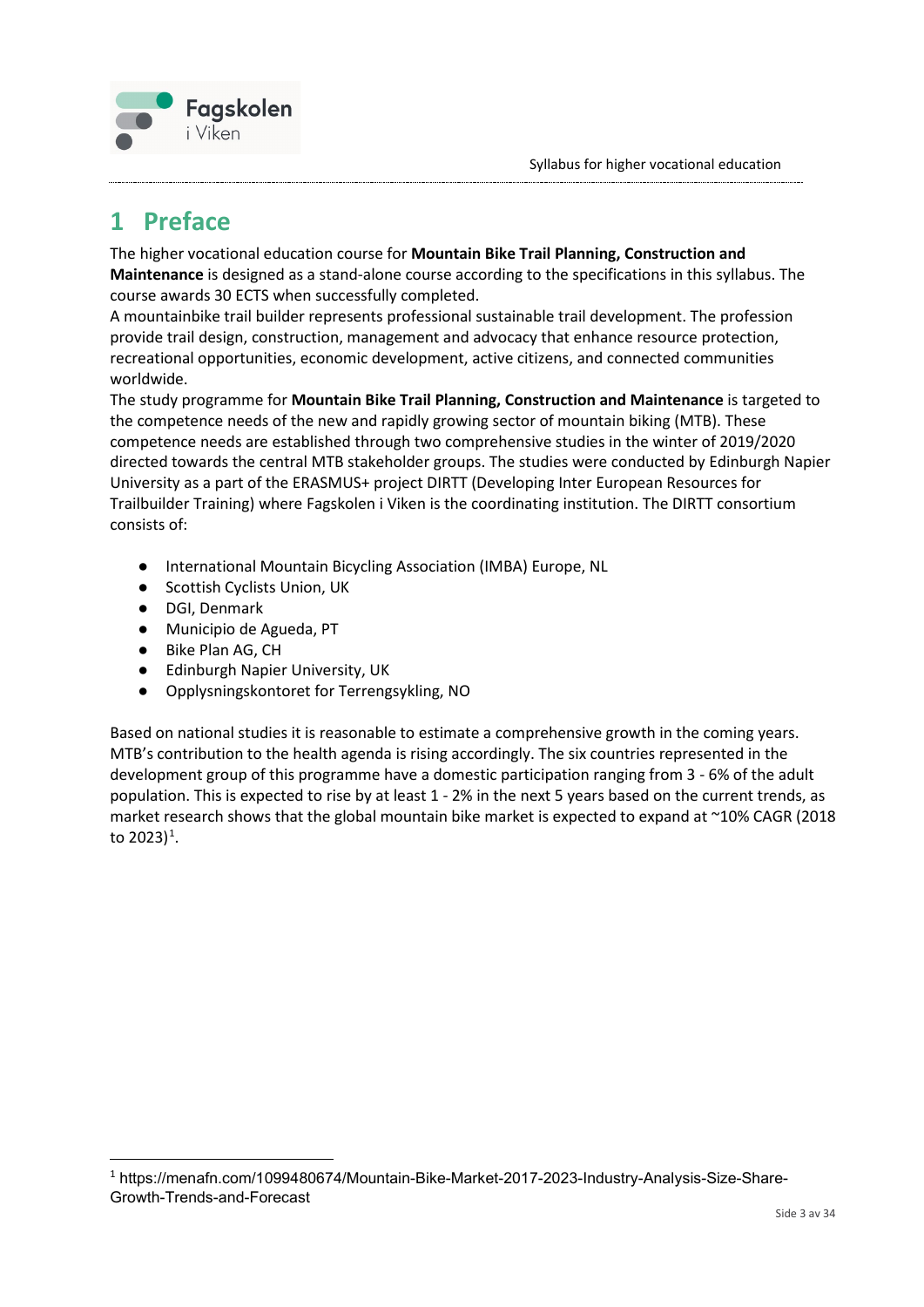# 1 Preface

The higher vocational education course for **Mountain Bike Trail Planning, Construction and Maintenance** is designed as a stand-alone course according to the specifications in this syllabus. The course awards 30 ECTS when successfully completed.
A mountainbike trail builder represents professional sustainable trail development. The profession provide trail design, construction, management and advocacy that enhance resource protection, recreational opportunities, economic development, active citizens, and connected communities worldwide.
The study programme for **Mountain Bike Trail Planning, Construction and Maintenance** is targeted to the competence needs of the new and rapidly growing sector of mountain biking (MTB). These competence needs are established through two comprehensive studies in the winter of 2019/2020 directed towards the central MTB stakeholder groups. The studies were conducted by Edinburgh Napier University as a part of the ERASMUS+ project DIRTT (Developing Inter European Resources for Trailbuilder Training) where Fagskolen i Viken is the coordinating institution. The DIRTT consortium consists of:

- International Mountain Bicycling Association (IMBA) Europe, NL
- Scottish Cyclists Union, UK
- DGI, Denmark
- Municipio de Agueda, PT
- Bike Plan AG, CH
- Edinburgh Napier University, UK
- Opplysningskontoret for Terrengsykling, NO

Based on national studies it is reasonable to estimate a comprehensive growth in the coming years. MTB's contribution to the health agenda is rising accordingly. The six countries represented in the development group of this programme have a domestic participation ranging from 3 - 6% of the adult population. This is expected to rise by at least 1 - 2% in the next 5 years based on the current trends, as market research shows that the global mountain bike market is expected to expand at ~10% CAGR (2018 to 2023)[1].

[1] https://menafn.com/1099480674/Mountain-Bike-Market-2017-2023-Industry-Analysis-Size-Share-Growth-Trends-and-Forecast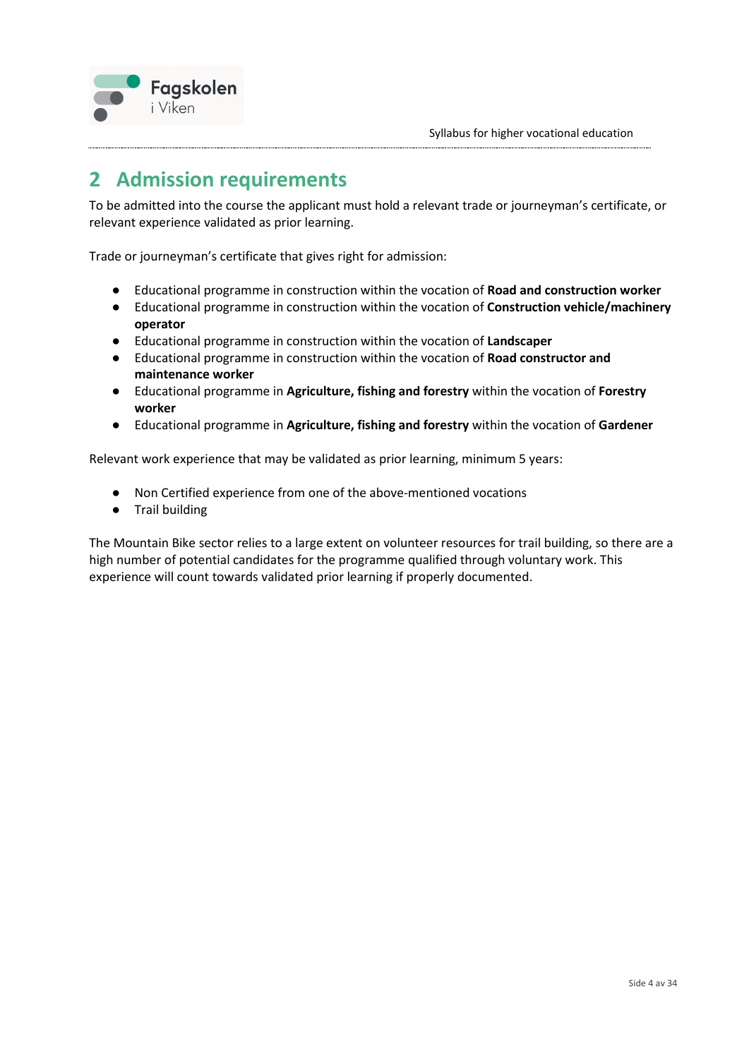## 2 Admission requirements

To be admitted into the course the applicant must hold a relevant trade or journeyman's certificate, or relevant experience validated as prior learning.

Trade or journeyman's certificate that gives right for admission:

- Educational programme in construction within the vocation of **Road and construction worker**
- Educational programme in construction within the vocation of **Construction vehicle/machinery operator**
- Educational programme in construction within the vocation of **Landscaper**
- Educational programme in construction within the vocation of **Road constructor and maintenance worker**
- Educational programme in **Agriculture, fishing and forestry** within the vocation of **Forestry worker**
- Educational programme in **Agriculture, fishing and forestry** within the vocation of **Gardener**

Relevant work experience that may be validated as prior learning, minimum 5 years:

- Non Certified experience from one of the above-mentioned vocations
- Trail building

The Mountain Bike sector relies to a large extent on volunteer resources for trail building, so there are a high number of potential candidates for the programme qualified through voluntary work. This experience will count towards validated prior learning if properly documented.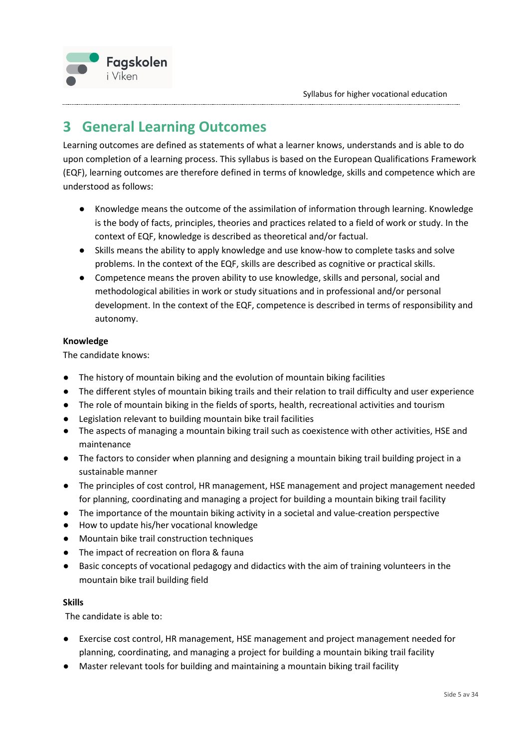# 3 General Learning Outcomes

Learning outcomes are defined as statements of what a learner knows, understands and is able to do upon completion of a learning process. This syllabus is based on the European Qualifications Framework (EQF), learning outcomes are therefore defined in terms of knowledge, skills and competence which are understood as follows:

- Knowledge means the outcome of the assimilation of information through learning. Knowledge is the body of facts, principles, theories and practices related to a field of work or study. In the context of EQF, knowledge is described as theoretical and/or factual.
- Skills means the ability to apply knowledge and use know-how to complete tasks and solve problems. In the context of the EQF, skills are described as cognitive or practical skills.
- Competence means the proven ability to use knowledge, skills and personal, social and methodological abilities in work or study situations and in professional and/or personal development. In the context of the EQF, competence is described in terms of responsibility and autonomy.

**Knowledge**

The candidate knows:

- The history of mountain biking and the evolution of mountain biking facilities
- The different styles of mountain biking trails and their relation to trail difficulty and user experience
- The role of mountain biking in the fields of sports, health, recreational activities and tourism
- Legislation relevant to building mountain bike trail facilities
- The aspects of managing a mountain biking trail such as coexistence with other activities, HSE and maintenance
- The factors to consider when planning and designing a mountain biking trail building project in a sustainable manner
- The principles of cost control, HR management, HSE management and project management needed for planning, coordinating and managing a project for building a mountain biking trail facility
- The importance of the mountain biking activity in a societal and value-creation perspective
- How to update his/her vocational knowledge
- Mountain bike trail construction techniques
- The impact of recreation on flora & fauna
- Basic concepts of vocational pedagogy and didactics with the aim of training volunteers in the mountain bike trail building field

**Skills**

The candidate is able to:

- Exercise cost control, HR management, HSE management and project management needed for planning, coordinating, and managing a project for building a mountain biking trail facility
- Master relevant tools for building and maintaining a mountain biking trail facility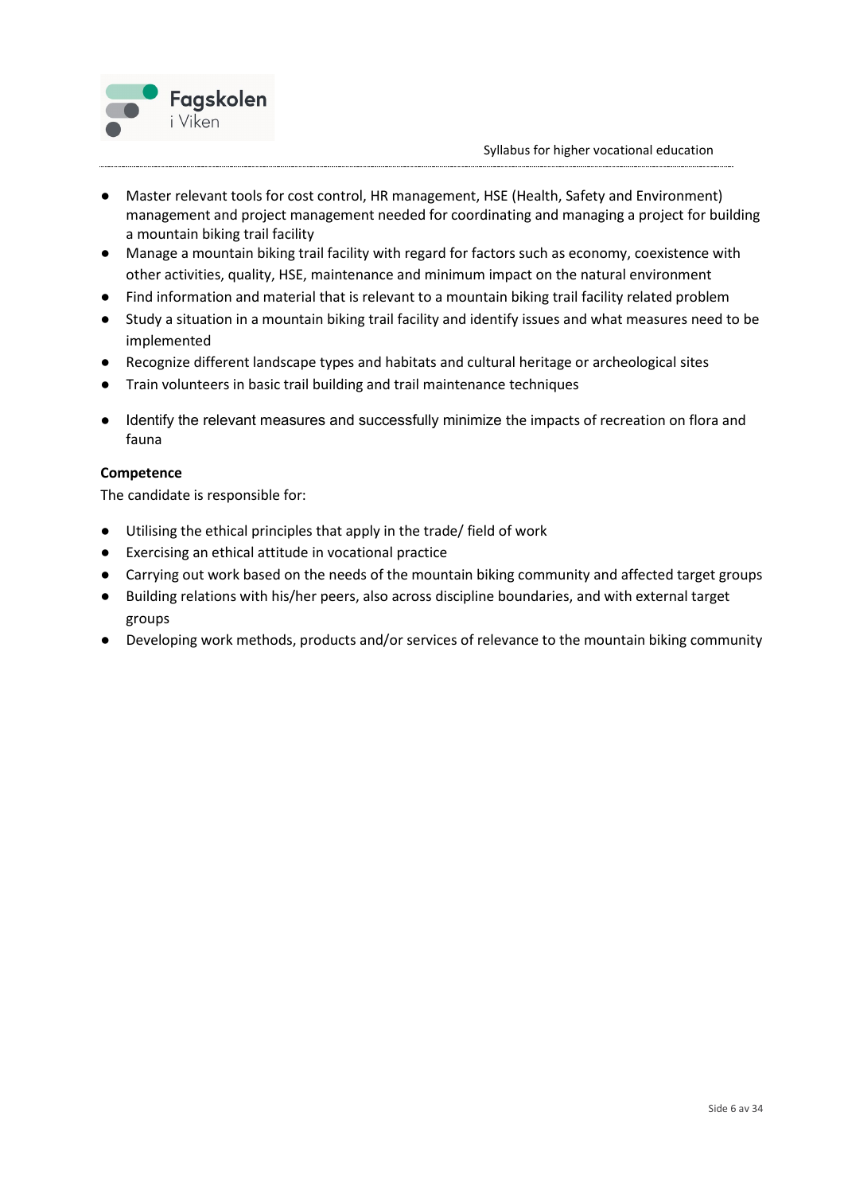- Master relevant tools for cost control, HR management, HSE (Health, Safety and Environment) management and project management needed for coordinating and managing a project for building a mountain biking trail facility
- Manage a mountain biking trail facility with regard for factors such as economy, coexistence with other activities, quality, HSE, maintenance and minimum impact on the natural environment
- Find information and material that is relevant to a mountain biking trail facility related problem
- Study a situation in a mountain biking trail facility and identify issues and what measures need to be implemented
- Recognize different landscape types and habitats and cultural heritage or archeological sites
- Train volunteers in basic trail building and trail maintenance techniques
- Identify the relevant measures and successfully minimize the impacts of recreation on flora and fauna

**Competence**

The candidate is responsible for:

- Utilising the ethical principles that apply in the trade/ field of work
- Exercising an ethical attitude in vocational practice
- Carrying out work based on the needs of the mountain biking community and affected target groups
- Building relations with his/her peers, also across discipline boundaries, and with external target groups
- Developing work methods, products and/or services of relevance to the mountain biking community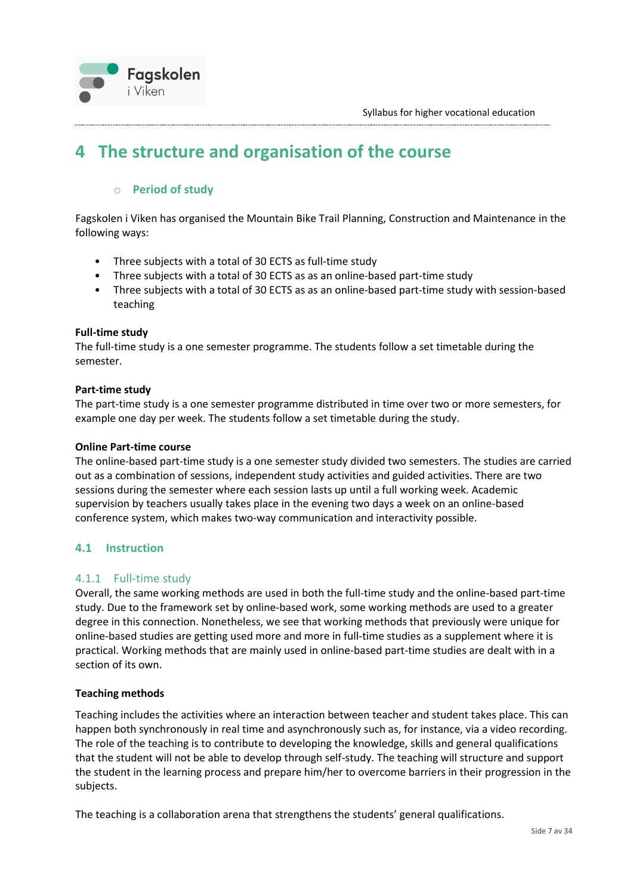# 4 The structure and organisation of the course

### Period of study

Fagskolen i Viken has organised the Mountain Bike Trail Planning, Construction and Maintenance in the following ways:

- Three subjects with a total of 30 ECTS as full-time study
- Three subjects with a total of 30 ECTS as an online-based part-time study
- Three subjects with a total of 30 ECTS as as an online-based part-time study with session-based teaching

**Full-time study**
The full-time study is a one semester programme. The students follow a set timetable during the semester.

**Part-time study**
The part-time study is a one semester programme distributed in time over two or more semesters, for example one day per week. The students follow a set timetable during the study.

**Online Part-time course**
The online-based part-time study is a one semester study divided two semesters. The studies are carried out as a combination of sessions, independent study activities and guided activities. There are two sessions during the semester where each session lasts up until a full working week. Academic supervision by teachers usually takes place in the evening two days a week on an online-based conference system, which makes two-way communication and interactivity possible.

## 4.1 Instruction

### 4.1.1 Full-time study

Overall, the same working methods are used in both the full-time study and the online-based part-time study. Due to the framework set by online-based work, some working methods are used to a greater degree in this connection. Nonetheless, we see that working methods that previously were unique for online-based studies are getting used more and more in full-time studies as a supplement where it is practical. Working methods that are mainly used in online-based part-time studies are dealt with in a section of its own.

**Teaching methods**

Teaching includes the activities where an interaction between teacher and student takes place. This can happen both synchronously in real time and asynchronously such as, for instance, via a video recording. The role of the teaching is to contribute to developing the knowledge, skills and general qualifications that the student will not be able to develop through self-study. The teaching will structure and support the student in the learning process and prepare him/her to overcome barriers in their progression in the subjects.

The teaching is a collaboration arena that strengthens the students' general qualifications.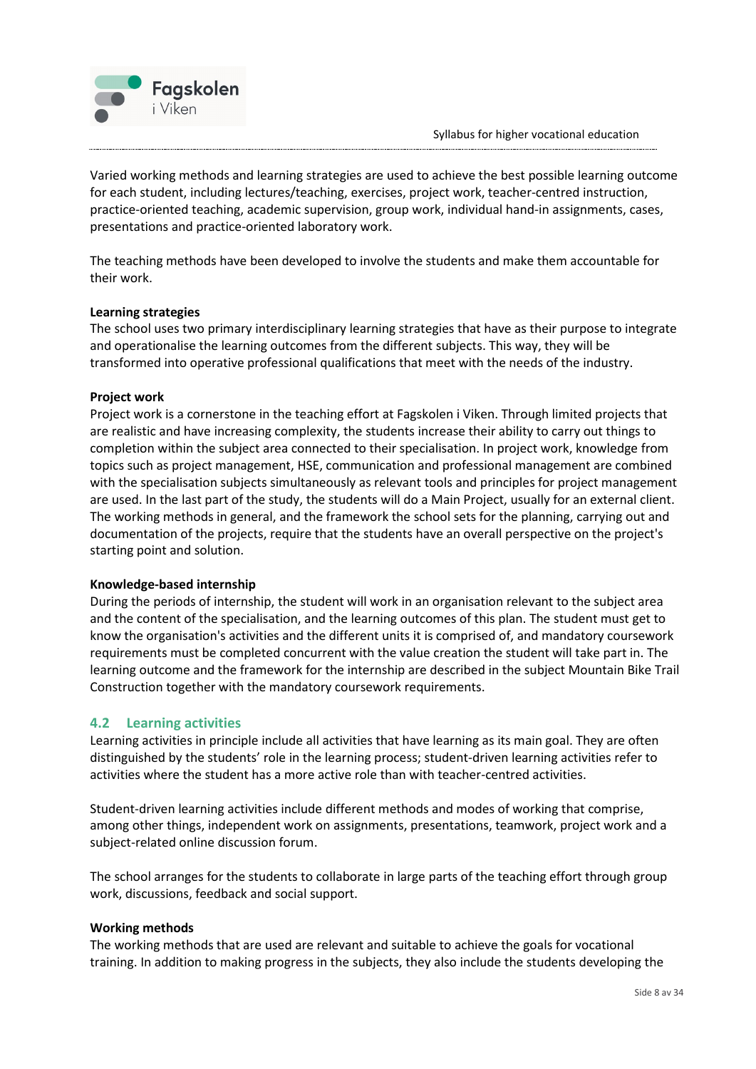Varied working methods and learning strategies are used to achieve the best possible learning outcome for each student, including lectures/teaching, exercises, project work, teacher-centred instruction, practice-oriented teaching, academic supervision, group work, individual hand-in assignments, cases, presentations and practice-oriented laboratory work.

The teaching methods have been developed to involve the students and make them accountable for their work.

**Learning strategies**

The school uses two primary interdisciplinary learning strategies that have as their purpose to integrate and operationalise the learning outcomes from the different subjects. This way, they will be transformed into operative professional qualifications that meet with the needs of the industry.

**Project work**

Project work is a cornerstone in the teaching effort at Fagskolen i Viken. Through limited projects that are realistic and have increasing complexity, the students increase their ability to carry out things to completion within the subject area connected to their specialisation. In project work, knowledge from topics such as project management, HSE, communication and professional management are combined with the specialisation subjects simultaneously as relevant tools and principles for project management are used. In the last part of the study, the students will do a Main Project, usually for an external client. The working methods in general, and the framework the school sets for the planning, carrying out and documentation of the projects, require that the students have an overall perspective on the project's starting point and solution.

**Knowledge-based internship**

During the periods of internship, the student will work in an organisation relevant to the subject area and the content of the specialisation, and the learning outcomes of this plan. The student must get to know the organisation's activities and the different units it is comprised of, and mandatory coursework requirements must be completed concurrent with the value creation the student will take part in. The learning outcome and the framework for the internship are described in the subject Mountain Bike Trail Construction together with the mandatory coursework requirements.

## 4.2 Learning activities

Learning activities in principle include all activities that have learning as its main goal. They are often distinguished by the students' role in the learning process; student-driven learning activities refer to activities where the student has a more active role than with teacher-centred activities.

Student-driven learning activities include different methods and modes of working that comprise, among other things, independent work on assignments, presentations, teamwork, project work and a subject-related online discussion forum.

The school arranges for the students to collaborate in large parts of the teaching effort through group work, discussions, feedback and social support.

**Working methods**

The working methods that are used are relevant and suitable to achieve the goals for vocational training. In addition to making progress in the subjects, they also include the students developing the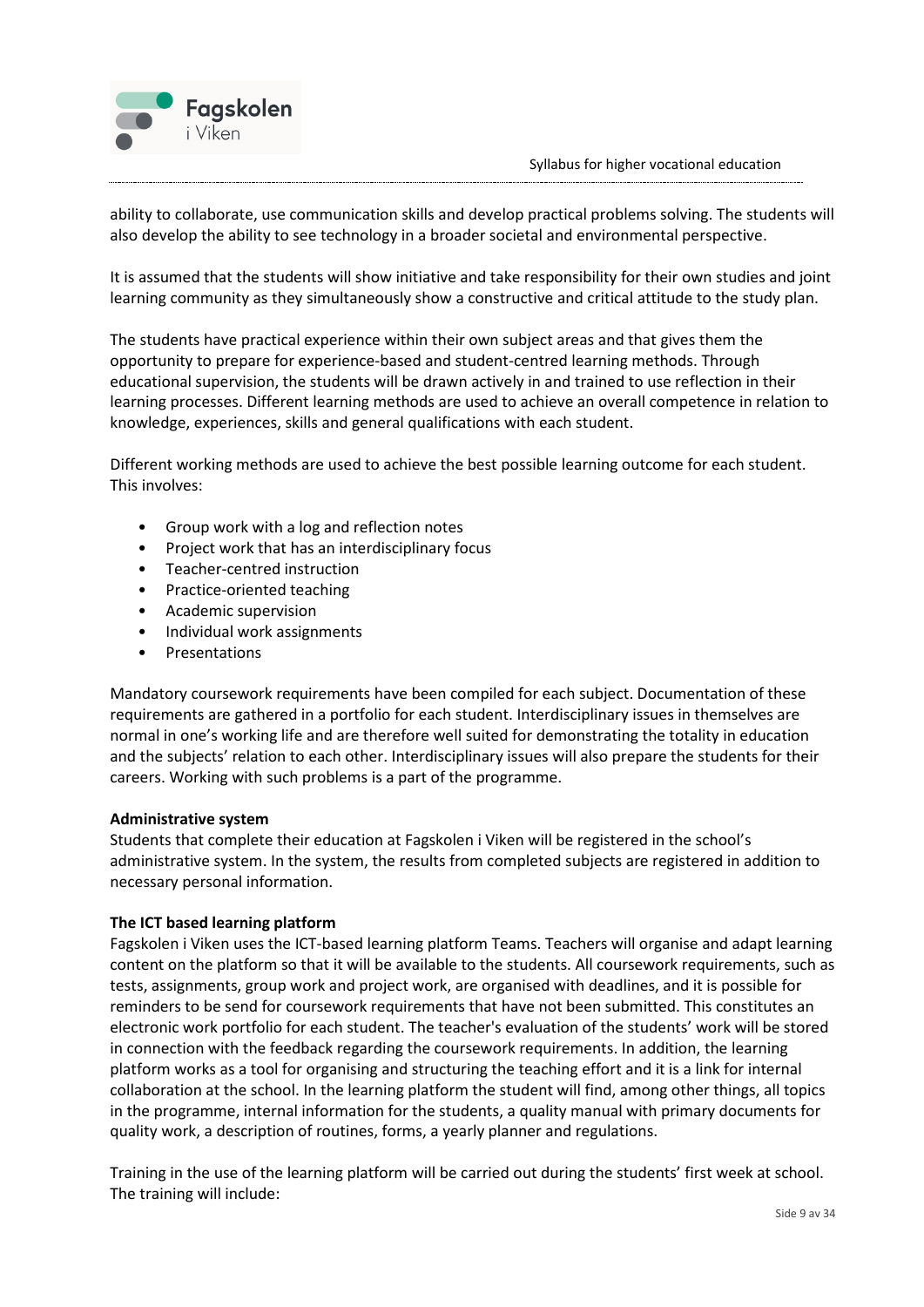ability to collaborate, use communication skills and develop practical problems solving. The students will also develop the ability to see technology in a broader societal and environmental perspective.

It is assumed that the students will show initiative and take responsibility for their own studies and joint learning community as they simultaneously show a constructive and critical attitude to the study plan.

The students have practical experience within their own subject areas and that gives them the opportunity to prepare for experience-based and student-centred learning methods. Through educational supervision, the students will be drawn actively in and trained to use reflection in their learning processes. Different learning methods are used to achieve an overall competence in relation to knowledge, experiences, skills and general qualifications with each student.

Different working methods are used to achieve the best possible learning outcome for each student. This involves:

- Group work with a log and reflection notes
- Project work that has an interdisciplinary focus
- Teacher-centred instruction
- Practice-oriented teaching
- Academic supervision
- Individual work assignments
- Presentations

Mandatory coursework requirements have been compiled for each subject. Documentation of these requirements are gathered in a portfolio for each student. Interdisciplinary issues in themselves are normal in one's working life and are therefore well suited for demonstrating the totality in education and the subjects' relation to each other. Interdisciplinary issues will also prepare the students for their careers. Working with such problems is a part of the programme.

**Administrative system**

Students that complete their education at Fagskolen i Viken will be registered in the school's administrative system. In the system, the results from completed subjects are registered in addition to necessary personal information.

**The ICT based learning platform**

Fagskolen i Viken uses the ICT-based learning platform Teams. Teachers will organise and adapt learning content on the platform so that it will be available to the students. All coursework requirements, such as tests, assignments, group work and project work, are organised with deadlines, and it is possible for reminders to be send for coursework requirements that have not been submitted. This constitutes an electronic work portfolio for each student. The teacher's evaluation of the students' work will be stored in connection with the feedback regarding the coursework requirements. In addition, the learning platform works as a tool for organising and structuring the teaching effort and it is a link for internal collaboration at the school. In the learning platform the student will find, among other things, all topics in the programme, internal information for the students, a quality manual with primary documents for quality work, a description of routines, forms, a yearly planner and regulations.

Training in the use of the learning platform will be carried out during the students' first week at school. The training will include: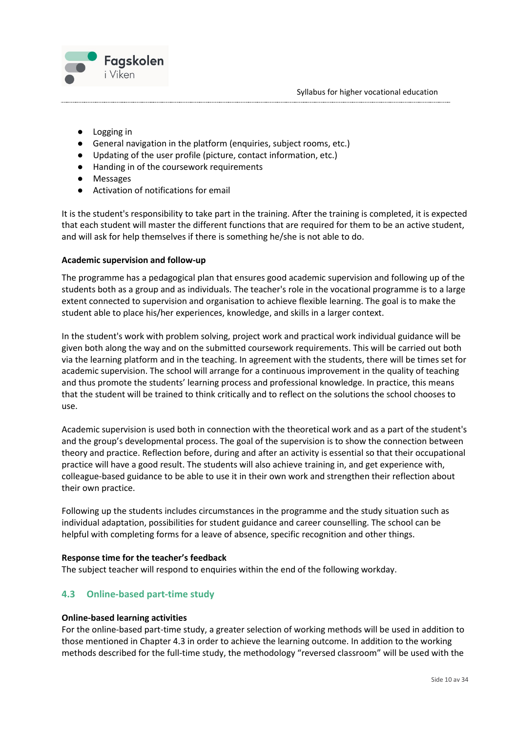- Logging in
- General navigation in the platform (enquiries, subject rooms, etc.)
- Updating of the user profile (picture, contact information, etc.)
- Handing in of the coursework requirements
- Messages
- Activation of notifications for email

It is the student's responsibility to take part in the training. After the training is completed, it is expected that each student will master the different functions that are required for them to be an active student, and will ask for help themselves if there is something he/she is not able to do.

**Academic supervision and follow-up**

The programme has a pedagogical plan that ensures good academic supervision and following up of the students both as a group and as individuals. The teacher's role in the vocational programme is to a large extent connected to supervision and organisation to achieve flexible learning. The goal is to make the student able to place his/her experiences, knowledge, and skills in a larger context.

In the student's work with problem solving, project work and practical work individual guidance will be given both along the way and on the submitted coursework requirements. This will be carried out both via the learning platform and in the teaching. In agreement with the students, there will be times set for academic supervision. The school will arrange for a continuous improvement in the quality of teaching and thus promote the students' learning process and professional knowledge. In practice, this means that the student will be trained to think critically and to reflect on the solutions the school chooses to use.

Academic supervision is used both in connection with the theoretical work and as a part of the student's and the group's developmental process. The goal of the supervision is to show the connection between theory and practice. Reflection before, during and after an activity is essential so that their occupational practice will have a good result. The students will also achieve training in, and get experience with, colleague-based guidance to be able to use it in their own work and strengthen their reflection about their own practice.

Following up the students includes circumstances in the programme and the study situation such as individual adaptation, possibilities for student guidance and career counselling. The school can be helpful with completing forms for a leave of absence, specific recognition and other things.

**Response time for the teacher's feedback**

The subject teacher will respond to enquiries within the end of the following workday.

## 4.3 Online-based part-time study

**Online-based learning activities**

For the online-based part-time study, a greater selection of working methods will be used in addition to those mentioned in Chapter 4.3 in order to achieve the learning outcome. In addition to the working methods described for the full-time study, the methodology "reversed classroom" will be used with the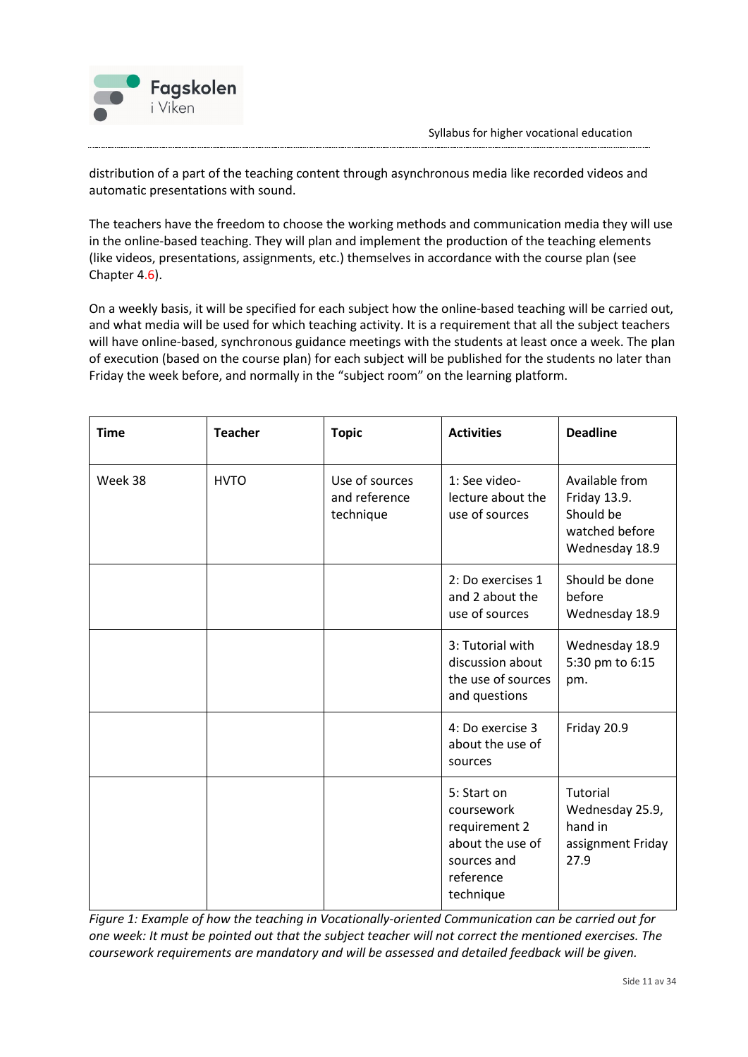distribution of a part of the teaching content through asynchronous media like recorded videos and automatic presentations with sound.

The teachers have the freedom to choose the working methods and communication media they will use in the online-based teaching. They will plan and implement the production of the teaching elements (like videos, presentations, assignments, etc.) themselves in accordance with the course plan (see Chapter 4.6).

On a weekly basis, it will be specified for each subject how the online-based teaching will be carried out, and what media will be used for which teaching activity. It is a requirement that all the subject teachers will have online-based, synchronous guidance meetings with the students at least once a week. The plan of execution (based on the course plan) for each subject will be published for the students no later than Friday the week before, and normally in the "subject room" on the learning platform.

| Time | Teacher | Topic | Activities | Deadline |
|---|---|---|---|---|
| Week 38 | HVTO | Use of sources and reference technique | 1: See video-lecture about the use of sources | Available from Friday 13.9. Should be watched before Wednesday 18.9 |
| | | | 2: Do exercises 1 and 2 about the use of sources | Should be done before Wednesday 18.9 |
| | | | 3: Tutorial with discussion about the use of sources and questions | Wednesday 18.9 5:30 pm to 6:15 pm. |
| | | | 4: Do exercise 3 about the use of sources | Friday 20.9 |
| | | | 5: Start on coursework requirement 2 about the use of sources and reference technique | Tutorial Wednesday 25.9, hand in assignment Friday 27.9 |

*Figure 1: Example of how the teaching in Vocationally-oriented Communication can be carried out for one week: It must be pointed out that the subject teacher will not correct the mentioned exercises. The coursework requirements are mandatory and will be assessed and detailed feedback will be given.*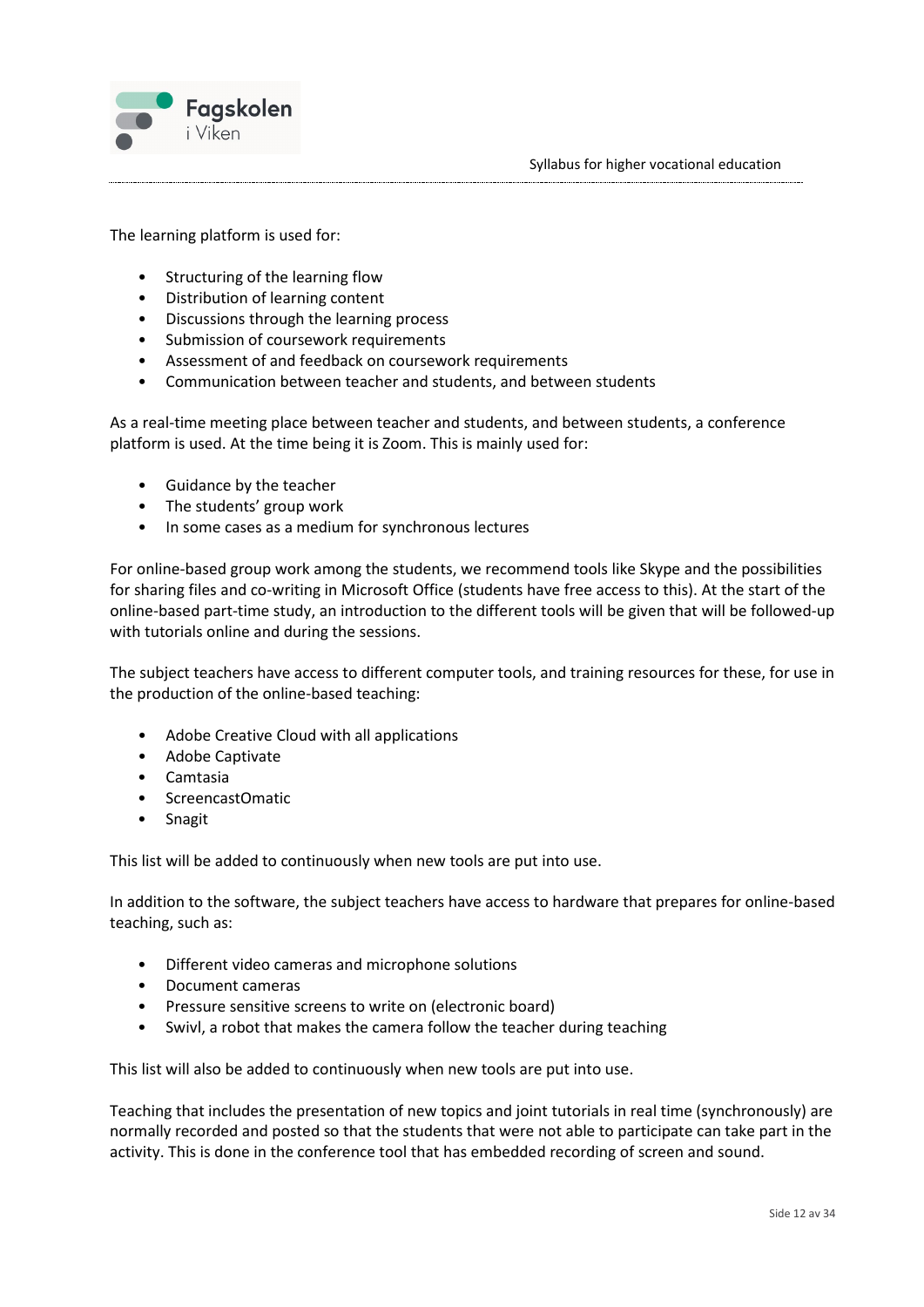The learning platform is used for:

- Structuring of the learning flow
- Distribution of learning content
- Discussions through the learning process
- Submission of coursework requirements
- Assessment of and feedback on coursework requirements
- Communication between teacher and students, and between students

As a real-time meeting place between teacher and students, and between students, a conference platform is used. At the time being it is Zoom. This is mainly used for:

- Guidance by the teacher
- The students' group work
- In some cases as a medium for synchronous lectures

For online-based group work among the students, we recommend tools like Skype and the possibilities for sharing files and co-writing in Microsoft Office (students have free access to this). At the start of the online-based part-time study, an introduction to the different tools will be given that will be followed-up with tutorials online and during the sessions.

The subject teachers have access to different computer tools, and training resources for these, for use in the production of the online-based teaching:

- Adobe Creative Cloud with all applications
- Adobe Captivate
- Camtasia
- ScreencastOmatic
- Snagit

This list will be added to continuously when new tools are put into use.

In addition to the software, the subject teachers have access to hardware that prepares for online-based teaching, such as:

- Different video cameras and microphone solutions
- Document cameras
- Pressure sensitive screens to write on (electronic board)
- Swivl, a robot that makes the camera follow the teacher during teaching

This list will also be added to continuously when new tools are put into use.

Teaching that includes the presentation of new topics and joint tutorials in real time (synchronously) are normally recorded and posted so that the students that were not able to participate can take part in the activity. This is done in the conference tool that has embedded recording of screen and sound.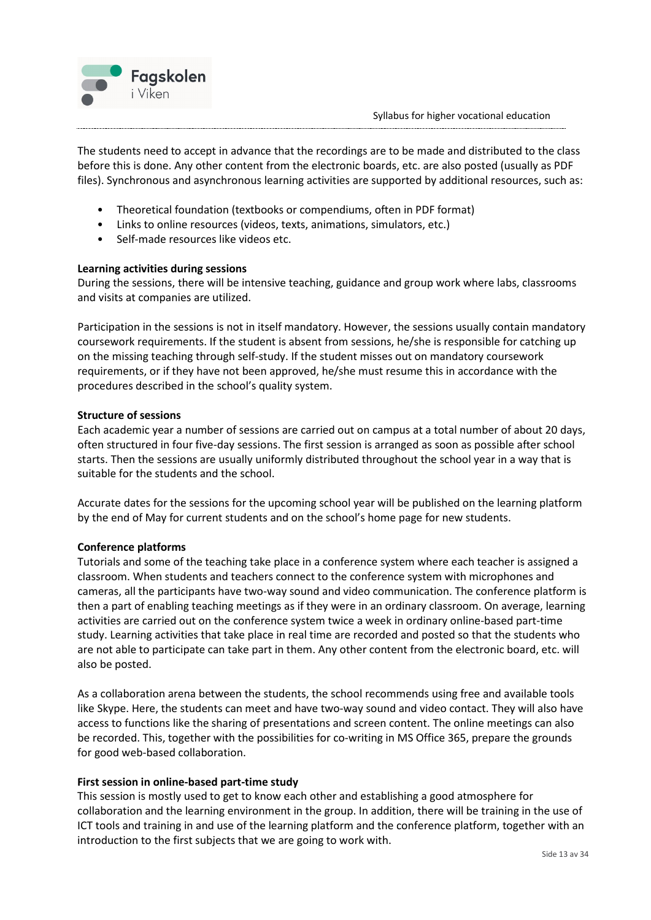The students need to accept in advance that the recordings are to be made and distributed to the class before this is done. Any other content from the electronic boards, etc. are also posted (usually as PDF files). Synchronous and asynchronous learning activities are supported by additional resources, such as:

- Theoretical foundation (textbooks or compendiums, often in PDF format)
- Links to online resources (videos, texts, animations, simulators, etc.)
- Self-made resources like videos etc.

**Learning activities during sessions**

During the sessions, there will be intensive teaching, guidance and group work where labs, classrooms and visits at companies are utilized.

Participation in the sessions is not in itself mandatory. However, the sessions usually contain mandatory coursework requirements. If the student is absent from sessions, he/she is responsible for catching up on the missing teaching through self-study. If the student misses out on mandatory coursework requirements, or if they have not been approved, he/she must resume this in accordance with the procedures described in the school's quality system.

**Structure of sessions**

Each academic year a number of sessions are carried out on campus at a total number of about 20 days, often structured in four five-day sessions. The first session is arranged as soon as possible after school starts. Then the sessions are usually uniformly distributed throughout the school year in a way that is suitable for the students and the school.

Accurate dates for the sessions for the upcoming school year will be published on the learning platform by the end of May for current students and on the school's home page for new students.

**Conference platforms**

Tutorials and some of the teaching take place in a conference system where each teacher is assigned a classroom. When students and teachers connect to the conference system with microphones and cameras, all the participants have two-way sound and video communication. The conference platform is then a part of enabling teaching meetings as if they were in an ordinary classroom. On average, learning activities are carried out on the conference system twice a week in ordinary online-based part-time study. Learning activities that take place in real time are recorded and posted so that the students who are not able to participate can take part in them. Any other content from the electronic board, etc. will also be posted.

As a collaboration arena between the students, the school recommends using free and available tools like Skype. Here, the students can meet and have two-way sound and video contact. They will also have access to functions like the sharing of presentations and screen content. The online meetings can also be recorded. This, together with the possibilities for co-writing in MS Office 365, prepare the grounds for good web-based collaboration.

**First session in online-based part-time study**

This session is mostly used to get to know each other and establishing a good atmosphere for collaboration and the learning environment in the group. In addition, there will be training in the use of ICT tools and training in and use of the learning platform and the conference platform, together with an introduction to the first subjects that we are going to work with.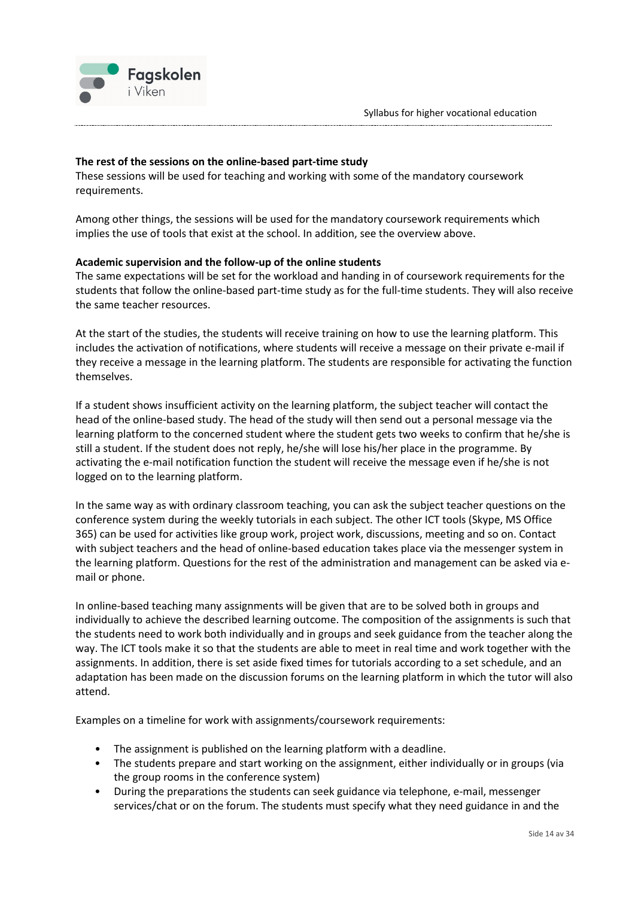**The rest of the sessions on the online-based part-time study**

These sessions will be used for teaching and working with some of the mandatory coursework requirements.

Among other things, the sessions will be used for the mandatory coursework requirements which implies the use of tools that exist at the school. In addition, see the overview above.

**Academic supervision and the follow-up of the online students**

The same expectations will be set for the workload and handing in of coursework requirements for the students that follow the online-based part-time study as for the full-time students. They will also receive the same teacher resources.

At the start of the studies, the students will receive training on how to use the learning platform. This includes the activation of notifications, where students will receive a message on their private e-mail if they receive a message in the learning platform. The students are responsible for activating the function themselves.

If a student shows insufficient activity on the learning platform, the subject teacher will contact the head of the online-based study. The head of the study will then send out a personal message via the learning platform to the concerned student where the student gets two weeks to confirm that he/she is still a student. If the student does not reply, he/she will lose his/her place in the programme. By activating the e-mail notification function the student will receive the message even if he/she is not logged on to the learning platform.

In the same way as with ordinary classroom teaching, you can ask the subject teacher questions on the conference system during the weekly tutorials in each subject. The other ICT tools (Skype, MS Office 365) can be used for activities like group work, project work, discussions, meeting and so on. Contact with subject teachers and the head of online-based education takes place via the messenger system in the learning platform. Questions for the rest of the administration and management can be asked via e-mail or phone.

In online-based teaching many assignments will be given that are to be solved both in groups and individually to achieve the described learning outcome. The composition of the assignments is such that the students need to work both individually and in groups and seek guidance from the teacher along the way. The ICT tools make it so that the students are able to meet in real time and work together with the assignments. In addition, there is set aside fixed times for tutorials according to a set schedule, and an adaptation has been made on the discussion forums on the learning platform in which the tutor will also attend.

Examples on a timeline for work with assignments/coursework requirements:

- The assignment is published on the learning platform with a deadline.
- The students prepare and start working on the assignment, either individually or in groups (via the group rooms in the conference system)
- During the preparations the students can seek guidance via telephone, e-mail, messenger services/chat or on the forum. The students must specify what they need guidance in and the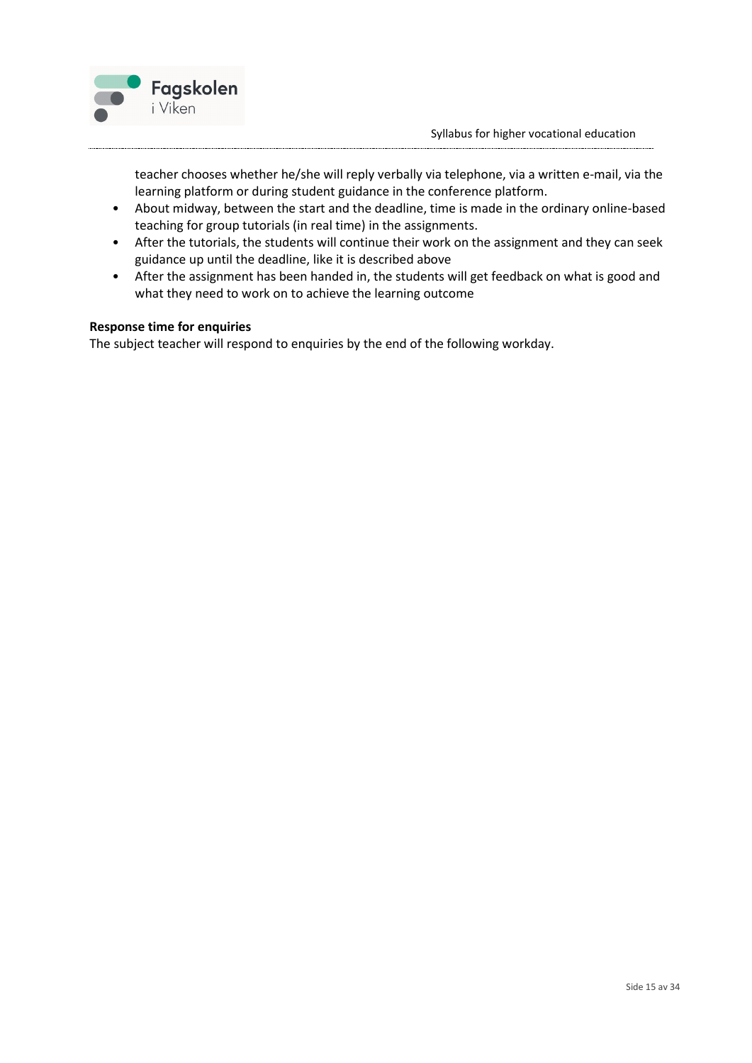teacher chooses whether he/she will reply verbally via telephone, via a written e-mail, via the learning platform or during student guidance in the conference platform.

- About midway, between the start and the deadline, time is made in the ordinary online-based teaching for group tutorials (in real time) in the assignments.
- After the tutorials, the students will continue their work on the assignment and they can seek guidance up until the deadline, like it is described above
- After the assignment has been handed in, the students will get feedback on what is good and what they need to work on to achieve the learning outcome

**Response time for enquiries**

The subject teacher will respond to enquiries by the end of the following workday.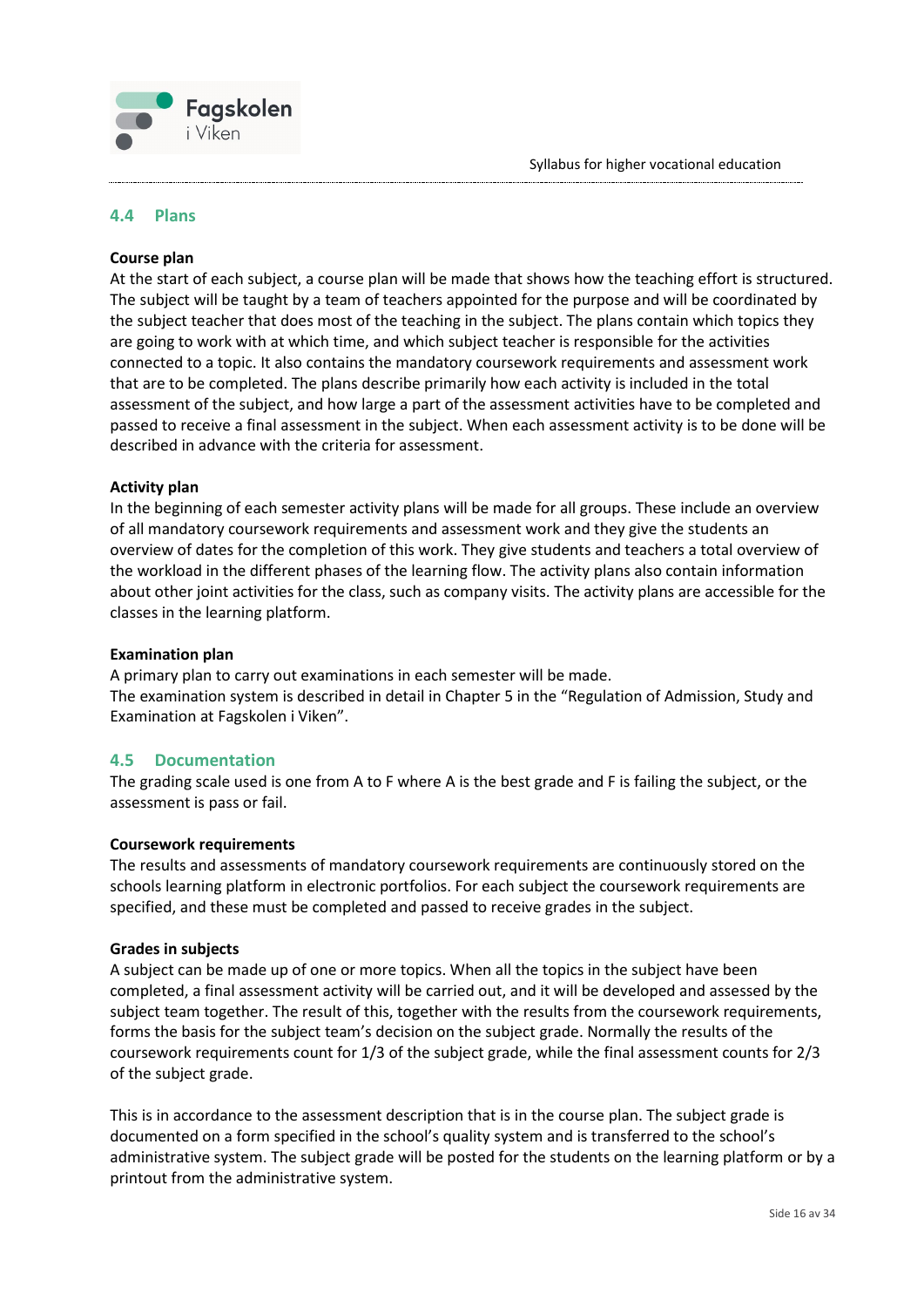## 4.4 Plans

**Course plan**

At the start of each subject, a course plan will be made that shows how the teaching effort is structured. The subject will be taught by a team of teachers appointed for the purpose and will be coordinated by the subject teacher that does most of the teaching in the subject. The plans contain which topics they are going to work with at which time, and which subject teacher is responsible for the activities connected to a topic. It also contains the mandatory coursework requirements and assessment work that are to be completed. The plans describe primarily how each activity is included in the total assessment of the subject, and how large a part of the assessment activities have to be completed and passed to receive a final assessment in the subject. When each assessment activity is to be done will be described in advance with the criteria for assessment.

**Activity plan**

In the beginning of each semester activity plans will be made for all groups. These include an overview of all mandatory coursework requirements and assessment work and they give the students an overview of dates for the completion of this work. They give students and teachers a total overview of the workload in the different phases of the learning flow. The activity plans also contain information about other joint activities for the class, such as company visits. The activity plans are accessible for the classes in the learning platform.

**Examination plan**

A primary plan to carry out examinations in each semester will be made.
The examination system is described in detail in Chapter 5 in the "Regulation of Admission, Study and Examination at Fagskolen i Viken".

## 4.5 Documentation

The grading scale used is one from A to F where A is the best grade and F is failing the subject, or the assessment is pass or fail.

**Coursework requirements**

The results and assessments of mandatory coursework requirements are continuously stored on the schools learning platform in electronic portfolios. For each subject the coursework requirements are specified, and these must be completed and passed to receive grades in the subject.

**Grades in subjects**

A subject can be made up of one or more topics. When all the topics in the subject have been completed, a final assessment activity will be carried out, and it will be developed and assessed by the subject team together. The result of this, together with the results from the coursework requirements, forms the basis for the subject team's decision on the subject grade. Normally the results of the coursework requirements count for 1/3 of the subject grade, while the final assessment counts for 2/3 of the subject grade.

This is in accordance to the assessment description that is in the course plan. The subject grade is documented on a form specified in the school's quality system and is transferred to the school's administrative system. The subject grade will be posted for the students on the learning platform or by a printout from the administrative system.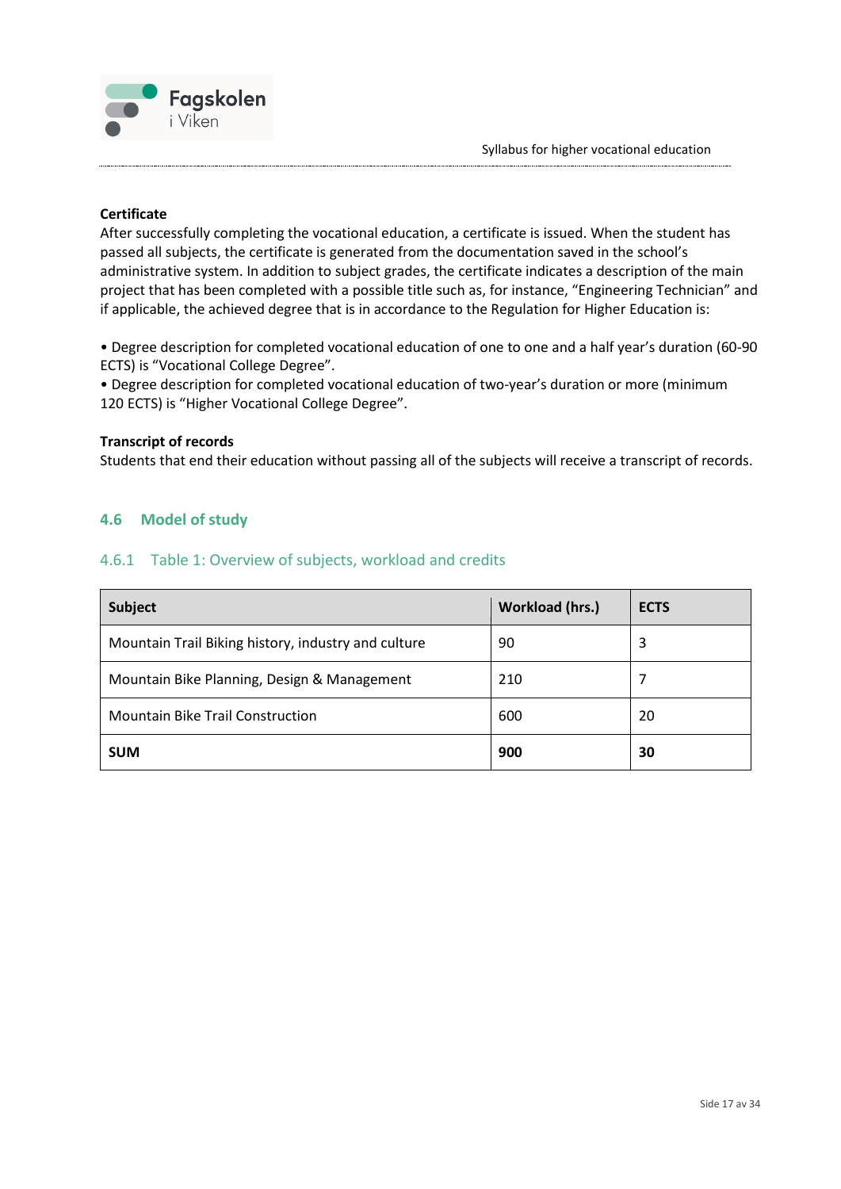**Certificate**

After successfully completing the vocational education, a certificate is issued. When the student has passed all subjects, the certificate is generated from the documentation saved in the school's administrative system. In addition to subject grades, the certificate indicates a description of the main project that has been completed with a possible title such as, for instance, "Engineering Technician" and if applicable, the achieved degree that is in accordance to the Regulation for Higher Education is:

- Degree description for completed vocational education of one to one and a half year's duration (60-90 ECTS) is "Vocational College Degree".
- Degree description for completed vocational education of two-year's duration or more (minimum 120 ECTS) is "Higher Vocational College Degree".

**Transcript of records**

Students that end their education without passing all of the subjects will receive a transcript of records.

## 4.6 Model of study

### 4.6.1 Table 1: Overview of subjects, workload and credits

| Subject | Workload (hrs.) | ECTS |
|---|---|---|
| Mountain Trail Biking history, industry and culture | 90 | 3 |
| Mountain Bike Planning, Design & Management | 210 | 7 |
| Mountain Bike Trail Construction | 600 | 20 |
| **SUM** | **900** | **30** |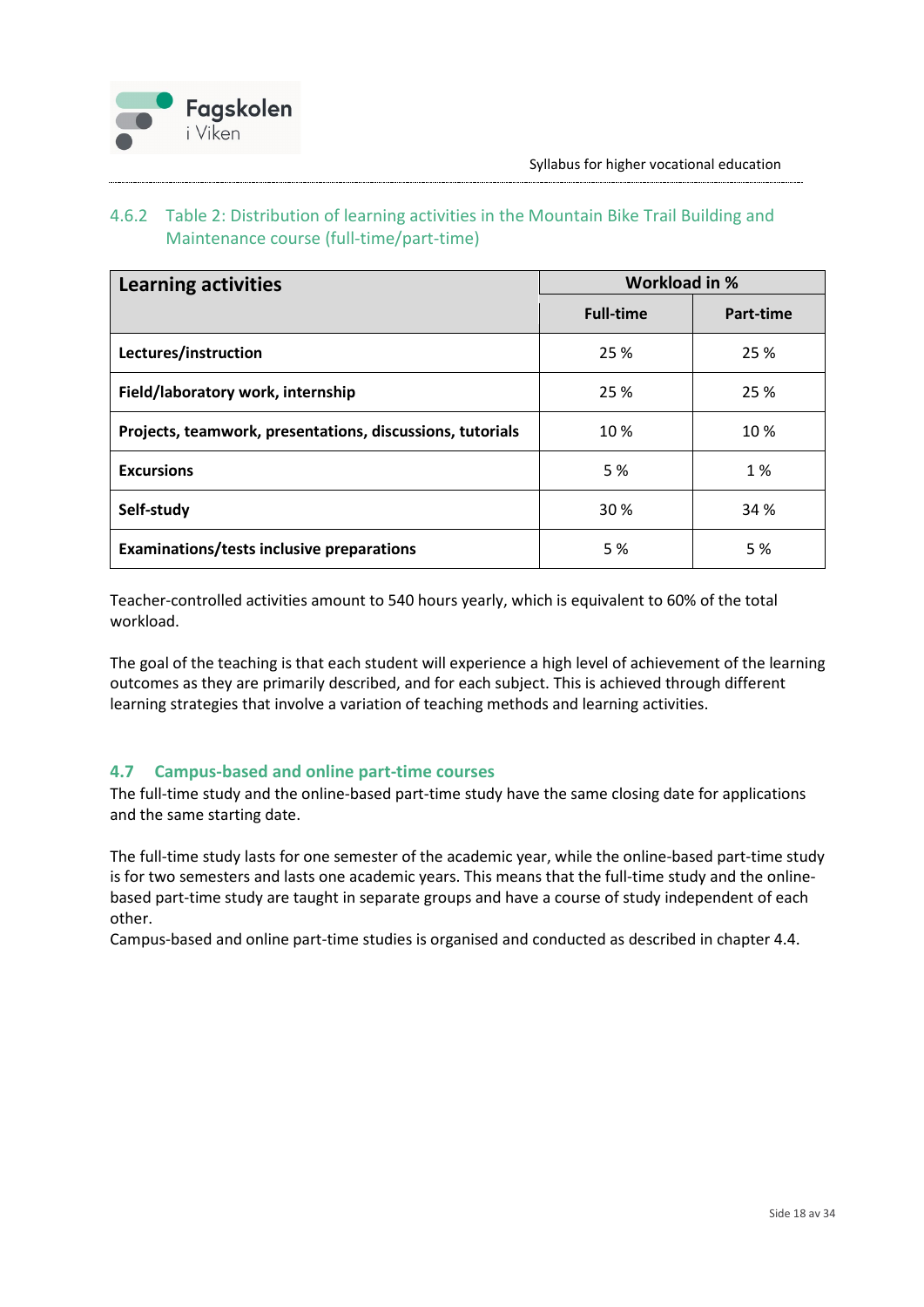### 4.6.2 Table 2: Distribution of learning activities in the Mountain Bike Trail Building and Maintenance course (full-time/part-time)

| Learning activities | Workload in % | |
|---|---|---|
| | Full-time | Part-time |
| **Lectures/instruction** | 25 % | 25 % |
| **Field/laboratory work, internship** | 25 % | 25 % |
| **Projects, teamwork, presentations, discussions, tutorials** | 10 % | 10 % |
| **Excursions** | 5 % | 1 % |
| **Self-study** | 30 % | 34 % |
| **Examinations/tests inclusive preparations** | 5 % | 5 % |

Teacher-controlled activities amount to 540 hours yearly, which is equivalent to 60% of the total workload.

The goal of the teaching is that each student will experience a high level of achievement of the learning outcomes as they are primarily described, and for each subject. This is achieved through different learning strategies that involve a variation of teaching methods and learning activities.

## 4.7 Campus-based and online part-time courses

The full-time study and the online-based part-time study have the same closing date for applications and the same starting date.

The full-time study lasts for one semester of the academic year, while the online-based part-time study is for two semesters and lasts one academic years. This means that the full-time study and the online-based part-time study are taught in separate groups and have a course of study independent of each other.
Campus-based and online part-time studies is organised and conducted as described in chapter 4.4.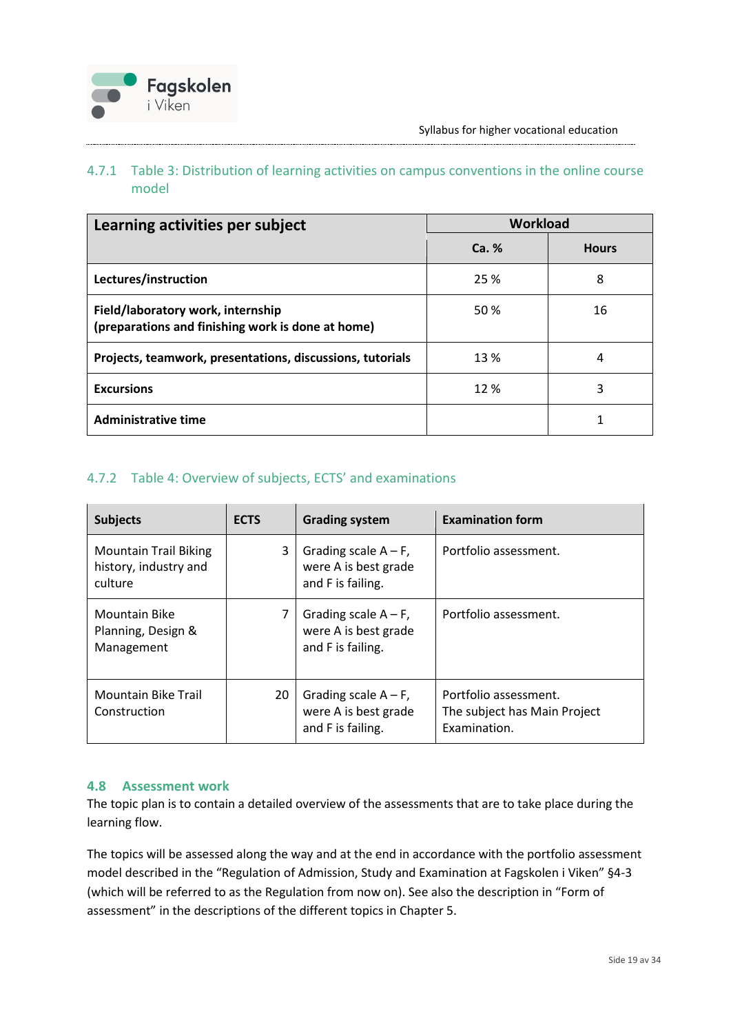### 4.7.1 Table 3: Distribution of learning activities on campus conventions in the online course model

| Learning activities per subject | Workload | |
|---|---|---|
| | **Ca. %** | **Hours** |
| **Lectures/instruction** | 25 % | 8 |
| **Field/laboratory work, internship (preparations and finishing work is done at home)** | 50 % | 16 |
| **Projects, teamwork, presentations, discussions, tutorials** | 13 % | 4 |
| **Excursions** | 12 % | 3 |
| **Administrative time** | | 1 |

### 4.7.2 Table 4: Overview of subjects, ECTS' and examinations

| Subjects | ECTS | Grading system | Examination form |
|---|---|---|---|
| Mountain Trail Biking history, industry and culture | 3 | Grading scale A – F, were A is best grade and F is failing. | Portfolio assessment. |
| Mountain Bike Planning, Design & Management | 7 | Grading scale A – F, were A is best grade and F is failing. | Portfolio assessment. |
| Mountain Bike Trail Construction | 20 | Grading scale A – F, were A is best grade and F is failing. | Portfolio assessment. The subject has Main Project Examination. |

## 4.8 Assessment work

The topic plan is to contain a detailed overview of the assessments that are to take place during the learning flow.

The topics will be assessed along the way and at the end in accordance with the portfolio assessment model described in the "Regulation of Admission, Study and Examination at Fagskolen i Viken" §4-3 (which will be referred to as the Regulation from now on). See also the description in "Form of assessment" in the descriptions of the different topics in Chapter 5.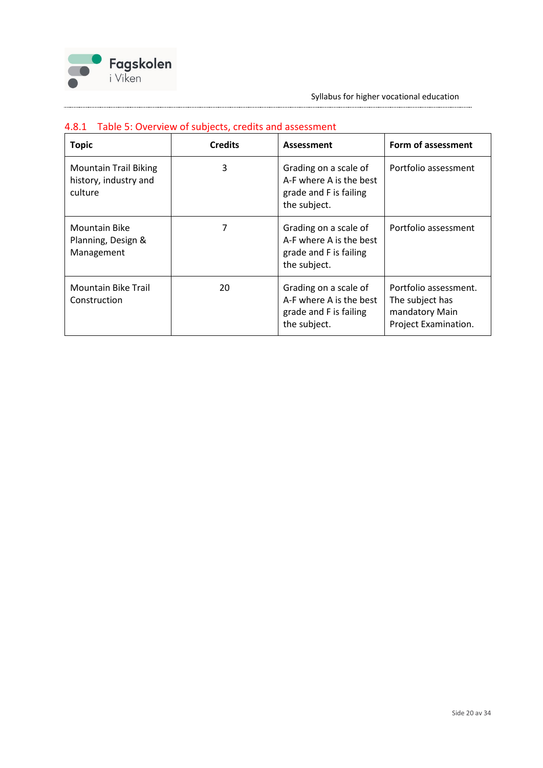#### 4.8.1 Table 5: Overview of subjects, credits and assessment

| Topic | Credits | Assessment | Form of assessment |
|---|---|---|---|
| Mountain Trail Biking history, industry and culture | 3 | Grading on a scale of A-F where A is the best grade and F is failing the subject. | Portfolio assessment |
| Mountain Bike Planning, Design & Management | 7 | Grading on a scale of A-F where A is the best grade and F is failing the subject. | Portfolio assessment |
| Mountain Bike Trail Construction | 20 | Grading on a scale of A-F where A is the best grade and F is failing the subject. | Portfolio assessment. The subject has mandatory Main Project Examination. |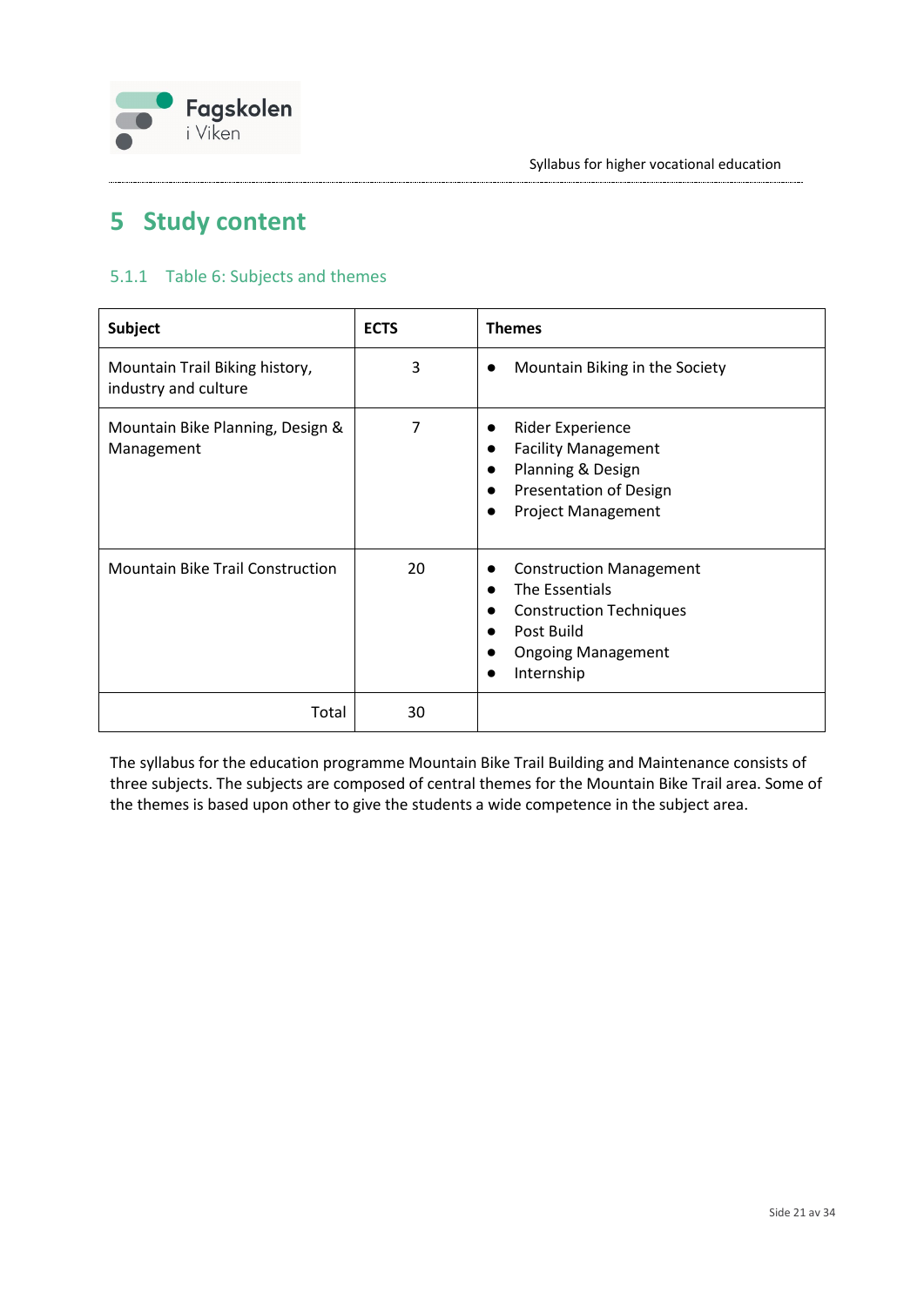# 5 Study content

### 5.1.1 Table 6: Subjects and themes

| Subject | ECTS | Themes |
|---|---|---|
| Mountain Trail Biking history, industry and culture | 3 | • Mountain Biking in the Society |
| Mountain Bike Planning, Design & Management | 7 | • Rider Experience<br>• Facility Management<br>• Planning & Design<br>• Presentation of Design<br>• Project Management |
| Mountain Bike Trail Construction | 20 | • Construction Management<br>• The Essentials<br>• Construction Techniques<br>• Post Build<br>• Ongoing Management<br>• Internship |
| Total | 30 | |

The syllabus for the education programme Mountain Bike Trail Building and Maintenance consists of three subjects. The subjects are composed of central themes for the Mountain Bike Trail area. Some of the themes is based upon other to give the students a wide competence in the subject area.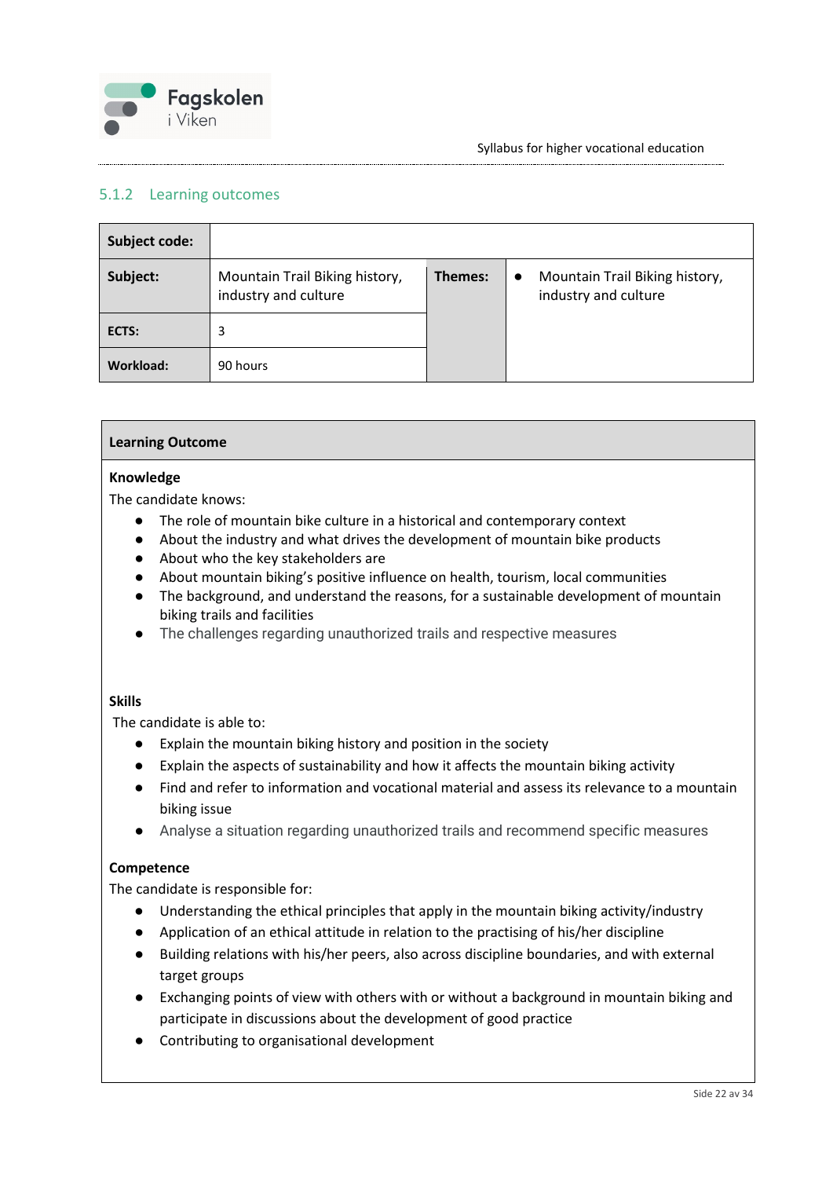### 5.1.2 Learning outcomes

| Subject code: | | | |
|---|---|---|---|
| **Subject:** | Mountain Trail Biking history, industry and culture | **Themes:** | • Mountain Trail Biking history, industry and culture |
| **ECTS:** | 3 | | |
| **Workload:** | 90 hours | | |

| Learning Outcome |
|---|
| **Knowledge**<br>The candidate knows:<br>• The role of mountain bike culture in a historical and contemporary context<br>• About the industry and what drives the development of mountain bike products<br>• About who the key stakeholders are<br>• About mountain biking's positive influence on health, tourism, local communities<br>• The background, and understand the reasons, for a sustainable development of mountain biking trails and facilities<br>• The challenges regarding unauthorized trails and respective measures<br><br>**Skills**<br>The candidate is able to:<br>• Explain the mountain biking history and position in the society<br>• Explain the aspects of sustainability and how it affects the mountain biking activity<br>• Find and refer to information and vocational material and assess its relevance to a mountain biking issue<br>• Analyse a situation regarding unauthorized trails and recommend specific measures<br><br>**Competence**<br>The candidate is responsible for:<br>• Understanding the ethical principles that apply in the mountain biking activity/industry<br>• Application of an ethical attitude in relation to the practising of his/her discipline<br>• Building relations with his/her peers, also across discipline boundaries, and with external target groups<br>• Exchanging points of view with others with or without a background in mountain biking and participate in discussions about the development of good practice<br>• Contributing to organisational development |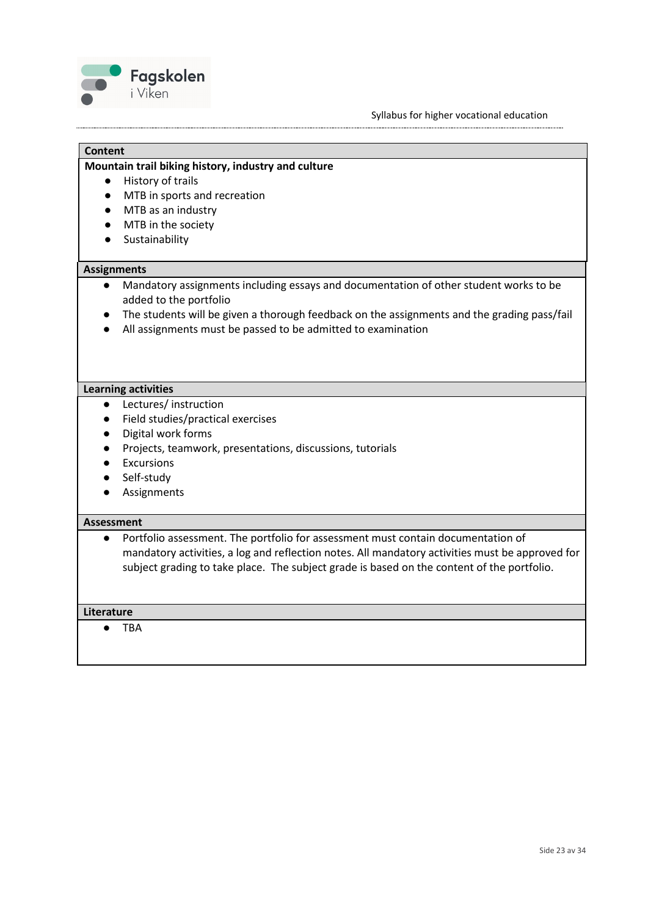## Content

**Mountain trail biking history, industry and culture**

- History of trails
- MTB in sports and recreation
- MTB as an industry
- MTB in the society
- Sustainability

## Assignments

- Mandatory assignments including essays and documentation of other student works to be added to the portfolio
- The students will be given a thorough feedback on the assignments and the grading pass/fail
- All assignments must be passed to be admitted to examination

## Learning activities

- Lectures/ instruction
- Field studies/practical exercises
- Digital work forms
- Projects, teamwork, presentations, discussions, tutorials
- Excursions
- Self-study
- Assignments

## Assessment

- Portfolio assessment. The portfolio for assessment must contain documentation of mandatory activities, a log and reflection notes. All mandatory activities must be approved for subject grading to take place. The subject grade is based on the content of the portfolio.

## Literature

- TBA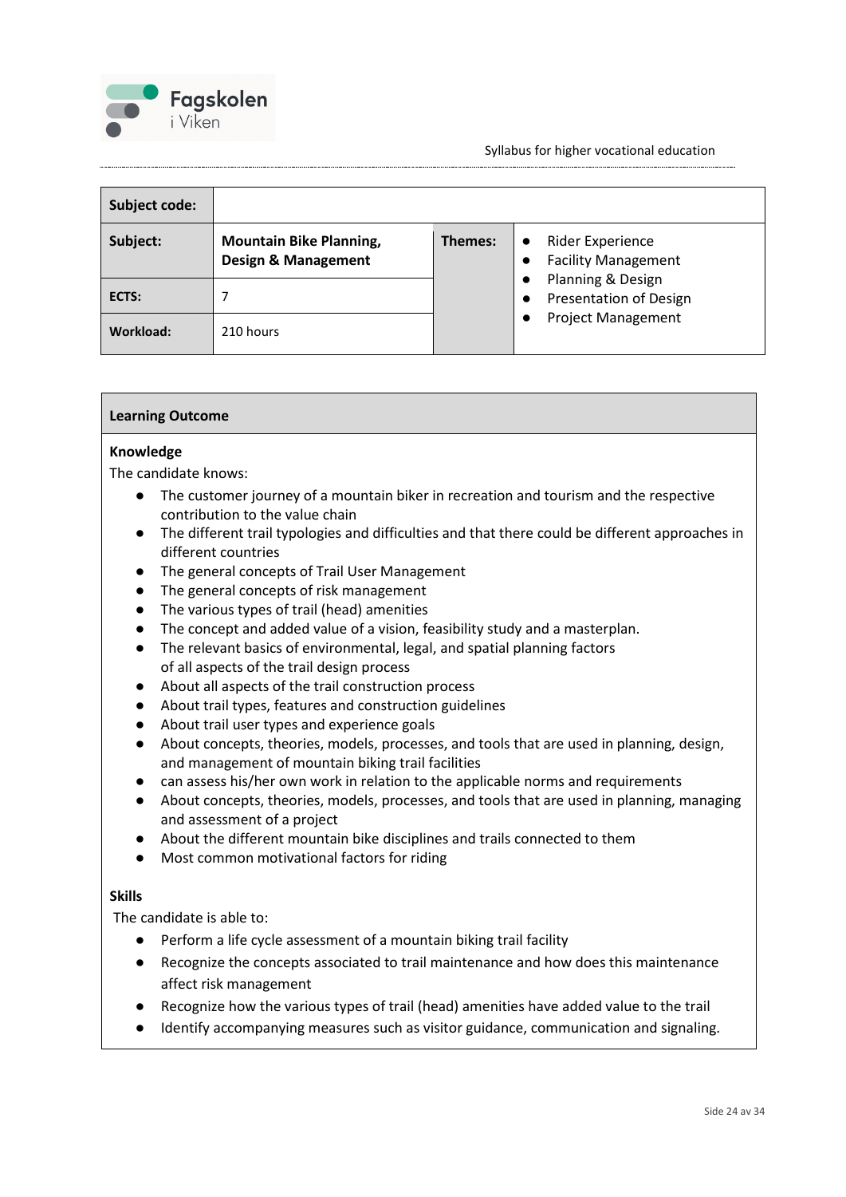| Subject code: | | | |
|---|---|---|---|
| **Subject:** | **Mountain Bike Planning, Design & Management** | **Themes:** | • Rider Experience<br>• Facility Management<br>• Planning & Design<br>• Presentation of Design<br>• Project Management |
| **ECTS:** | 7 | | |
| **Workload:** | 210 hours | | |

## Learning Outcome

### Knowledge

The candidate knows:

- The customer journey of a mountain biker in recreation and tourism and the respective contribution to the value chain
- The different trail typologies and difficulties and that there could be different approaches in different countries
- The general concepts of Trail User Management
- The general concepts of risk management
- The various types of trail (head) amenities
- The concept and added value of a vision, feasibility study and a masterplan.
- The relevant basics of environmental, legal, and spatial planning factors of all aspects of the trail design process
- About all aspects of the trail construction process
- About trail types, features and construction guidelines
- About trail user types and experience goals
- About concepts, theories, models, processes, and tools that are used in planning, design, and management of mountain biking trail facilities
- can assess his/her own work in relation to the applicable norms and requirements
- About concepts, theories, models, processes, and tools that are used in planning, managing and assessment of a project
- About the different mountain bike disciplines and trails connected to them
- Most common motivational factors for riding

### Skills

The candidate is able to:

- Perform a life cycle assessment of a mountain biking trail facility
- Recognize the concepts associated to trail maintenance and how does this maintenance affect risk management
- Recognize how the various types of trail (head) amenities have added value to the trail
- Identify accompanying measures such as visitor guidance, communication and signaling.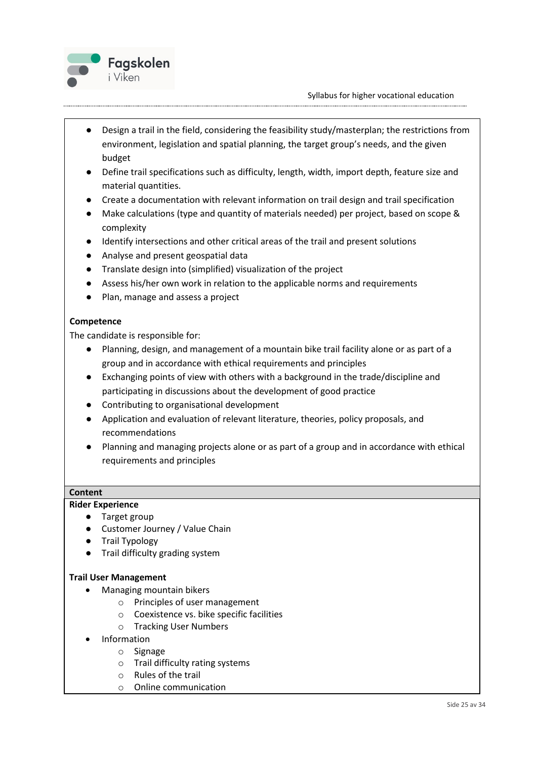- Design a trail in the field, considering the feasibility study/masterplan; the restrictions from environment, legislation and spatial planning, the target group's needs, and the given budget
- Define trail specifications such as difficulty, length, width, import depth, feature size and material quantities.
- Create a documentation with relevant information on trail design and trail specification
- Make calculations (type and quantity of materials needed) per project, based on scope & complexity
- Identify intersections and other critical areas of the trail and present solutions
- Analyse and present geospatial data
- Translate design into (simplified) visualization of the project
- Assess his/her own work in relation to the applicable norms and requirements
- Plan, manage and assess a project

**Competence**

The candidate is responsible for:

- Planning, design, and management of a mountain bike trail facility alone or as part of a group and in accordance with ethical requirements and principles
- Exchanging points of view with others with a background in the trade/discipline and participating in discussions about the development of good practice
- Contributing to organisational development
- Application and evaluation of relevant literature, theories, policy proposals, and recommendations
- Planning and managing projects alone or as part of a group and in accordance with ethical requirements and principles

## Content

**Rider Experience**

- Target group
- Customer Journey / Value Chain
- Trail Typology
- Trail difficulty grading system

**Trail User Management**

- Managing mountain bikers
    - Principles of user management
    - Coexistence vs. bike specific facilities
    - Tracking User Numbers
- Information
    - Signage
    - Trail difficulty rating systems
    - Rules of the trail
    - Online communication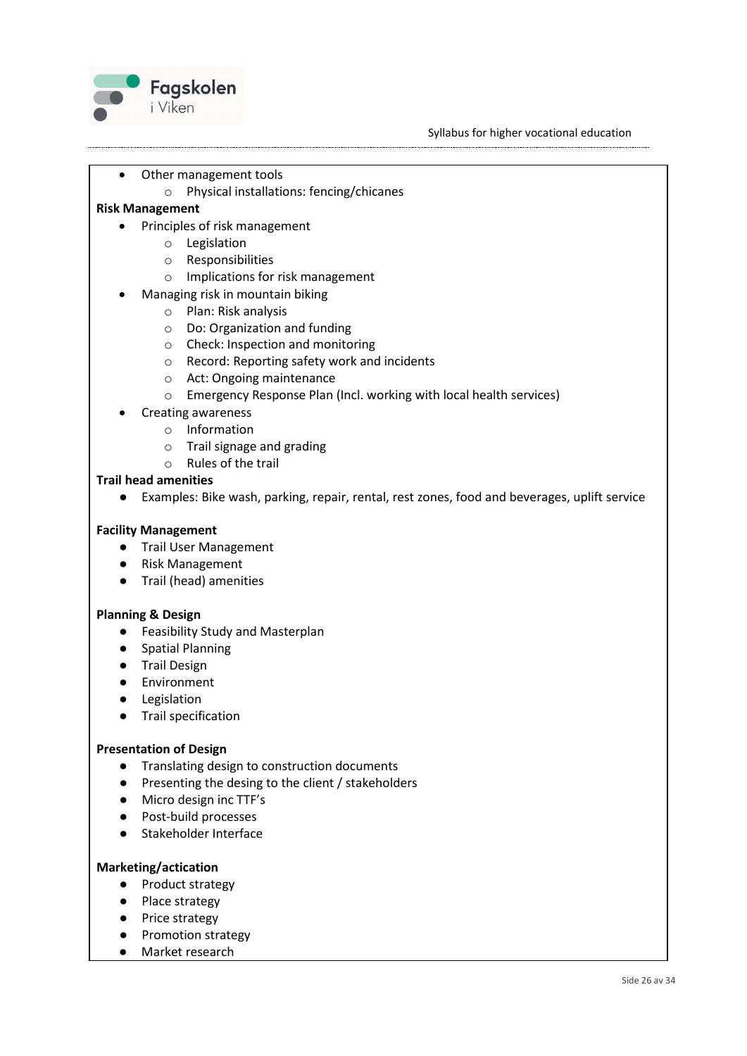- Other management tools
  - Physical installations: fencing/chicanes

**Risk Management**

- Principles of risk management
  - Legislation
  - Responsibilities
  - Implications for risk management
- Managing risk in mountain biking
  - Plan: Risk analysis
  - Do: Organization and funding
  - Check: Inspection and monitoring
  - Record: Reporting safety work and incidents
  - Act: Ongoing maintenance
  - Emergency Response Plan (Incl. working with local health services)
- Creating awareness
  - Information
  - Trail signage and grading
  - Rules of the trail

**Trail head amenities**

- Examples: Bike wash, parking, repair, rental, rest zones, food and beverages, uplift service

**Facility Management**

- Trail User Management
- Risk Management
- Trail (head) amenities

**Planning & Design**

- Feasibility Study and Masterplan
- Spatial Planning
- Trail Design
- Environment
- Legislation
- Trail specification

**Presentation of Design**

- Translating design to construction documents
- Presenting the desing to the client / stakeholders
- Micro design inc TTF's
- Post-build processes
- Stakeholder Interface

**Marketing/actication**

- Product strategy
- Place strategy
- Price strategy
- Promotion strategy
- Market research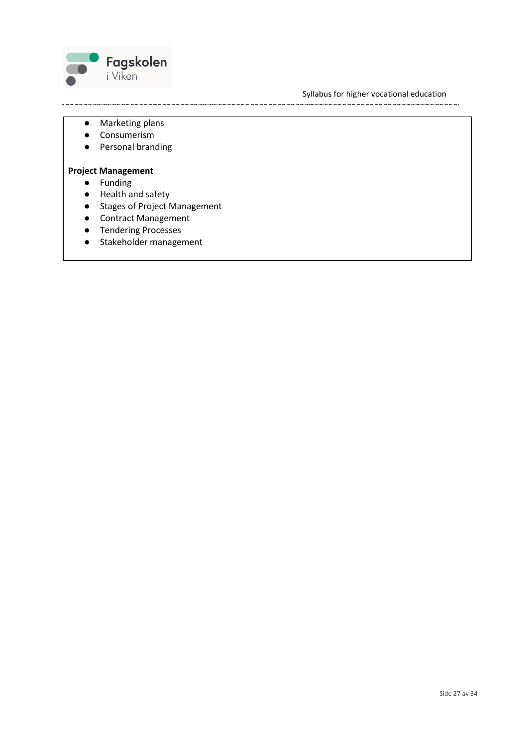- Marketing plans
- Consumerism
- Personal branding

**Project Management**

- Funding
- Health and safety
- Stages of Project Management
- Contract Management
- Tendering Processes
- Stakeholder management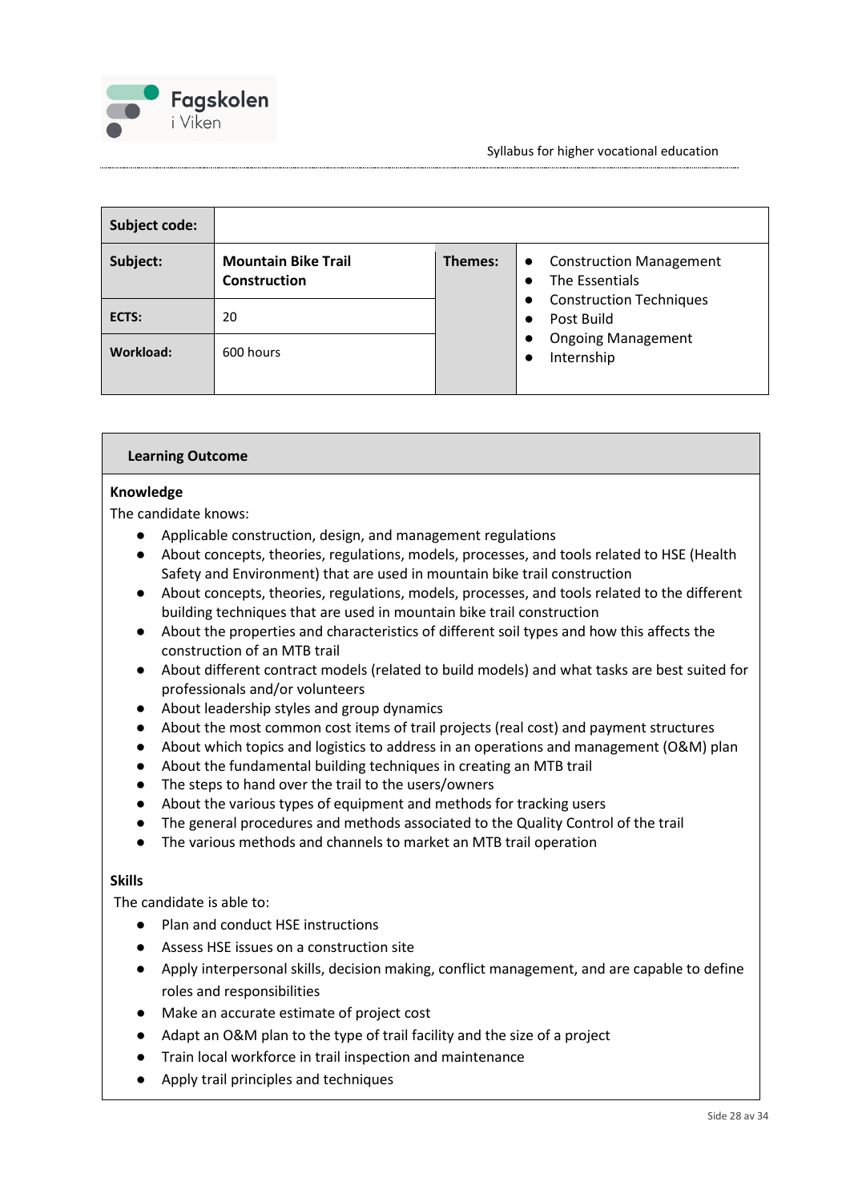| Subject code: | | | |
|---|---|---|---|
| **Subject:** | **Mountain Bike Trail Construction** | **Themes:** | • Construction Management<br>• The Essentials<br>• Construction Techniques<br>• Post Build<br>• Ongoing Management<br>• Internship |
| **ECTS:** | 20 | | |
| **Workload:** | 600 hours | | |

**Learning Outcome**

**Knowledge**

The candidate knows:

- Applicable construction, design, and management regulations
- About concepts, theories, regulations, models, processes, and tools related to HSE (Health Safety and Environment) that are used in mountain bike trail construction
- About concepts, theories, regulations, models, processes, and tools related to the different building techniques that are used in mountain bike trail construction
- About the properties and characteristics of different soil types and how this affects the construction of an MTB trail
- About different contract models (related to build models) and what tasks are best suited for professionals and/or volunteers
- About leadership styles and group dynamics
- About the most common cost items of trail projects (real cost) and payment structures
- About which topics and logistics to address in an operations and management (O&M) plan
- About the fundamental building techniques in creating an MTB trail
- The steps to hand over the trail to the users/owners
- About the various types of equipment and methods for tracking users
- The general procedures and methods associated to the Quality Control of the trail
- The various methods and channels to market an MTB trail operation

**Skills**

The candidate is able to:

- Plan and conduct HSE instructions
- Assess HSE issues on a construction site
- Apply interpersonal skills, decision making, conflict management, and are capable to define roles and responsibilities
- Make an accurate estimate of project cost
- Adapt an O&M plan to the type of trail facility and the size of a project
- Train local workforce in trail inspection and maintenance
- Apply trail principles and techniques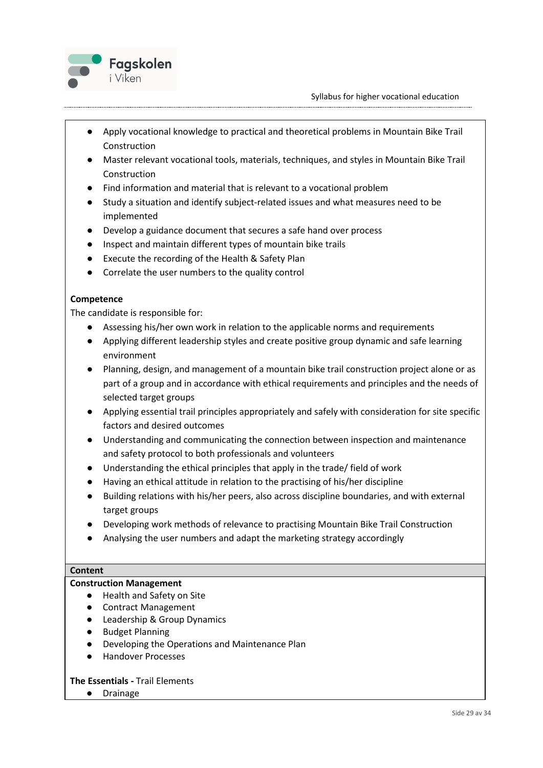- Apply vocational knowledge to practical and theoretical problems in Mountain Bike Trail Construction
- Master relevant vocational tools, materials, techniques, and styles in Mountain Bike Trail Construction
- Find information and material that is relevant to a vocational problem
- Study a situation and identify subject-related issues and what measures need to be implemented
- Develop a guidance document that secures a safe hand over process
- Inspect and maintain different types of mountain bike trails
- Execute the recording of the Health & Safety Plan
- Correlate the user numbers to the quality control

**Competence**

The candidate is responsible for:

- Assessing his/her own work in relation to the applicable norms and requirements
- Applying different leadership styles and create positive group dynamic and safe learning environment
- Planning, design, and management of a mountain bike trail construction project alone or as part of a group and in accordance with ethical requirements and principles and the needs of selected target groups
- Applying essential trail principles appropriately and safely with consideration for site specific factors and desired outcomes
- Understanding and communicating the connection between inspection and maintenance and safety protocol to both professionals and volunteers
- Understanding the ethical principles that apply in the trade/ field of work
- Having an ethical attitude in relation to the practising of his/her discipline
- Building relations with his/her peers, also across discipline boundaries, and with external target groups
- Developing work methods of relevance to practising Mountain Bike Trail Construction
- Analysing the user numbers and adapt the marketing strategy accordingly

**Content**

**Construction Management**

- Health and Safety on Site
- Contract Management
- Leadership & Group Dynamics
- Budget Planning
- Developing the Operations and Maintenance Plan
- Handover Processes

**The Essentials -** Trail Elements

- Drainage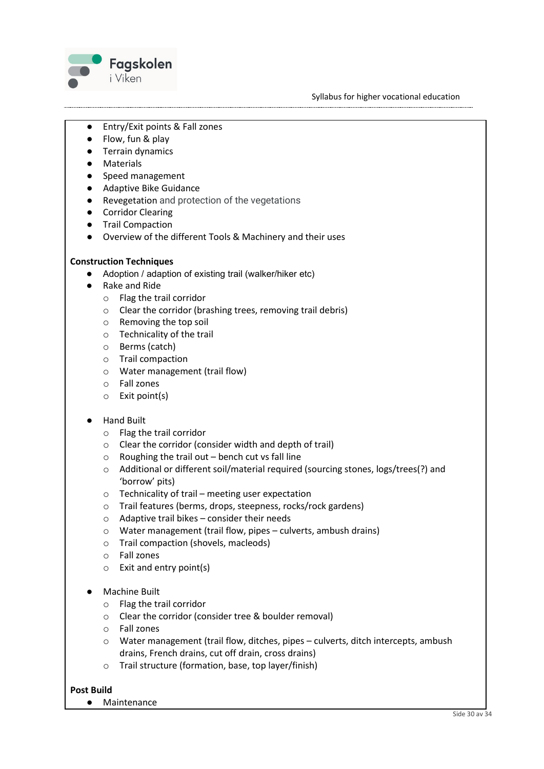- Entry/Exit points & Fall zones
- Flow, fun & play
- Terrain dynamics
- Materials
- Speed management
- Adaptive Bike Guidance
- Revegetation and protection of the vegetations
- Corridor Clearing
- Trail Compaction
- Overview of the different Tools & Machinery and their uses

**Construction Techniques**

- Adoption / adaption of existing trail (walker/hiker etc)
- Rake and Ride
    - Flag the trail corridor
    - Clear the corridor (brashing trees, removing trail debris)
    - Removing the top soil
    - Technicality of the trail
    - Berms (catch)
    - Trail compaction
    - Water management (trail flow)
    - Fall zones
    - Exit point(s)

- Hand Built
    - Flag the trail corridor
    - Clear the corridor (consider width and depth of trail)
    - Roughing the trail out – bench cut vs fall line
    - Additional or different soil/material required (sourcing stones, logs/trees(?) and 'borrow' pits)
    - Technicality of trail – meeting user expectation
    - Trail features (berms, drops, steepness, rocks/rock gardens)
    - Adaptive trail bikes – consider their needs
    - Water management (trail flow, pipes – culverts, ambush drains)
    - Trail compaction (shovels, macleods)
    - Fall zones
    - Exit and entry point(s)

- Machine Built
    - Flag the trail corridor
    - Clear the corridor (consider tree & boulder removal)
    - Fall zones
    - Water management (trail flow, ditches, pipes – culverts, ditch intercepts, ambush drains, French drains, cut off drain, cross drains)
    - Trail structure (formation, base, top layer/finish)

**Post Build**

- Maintenance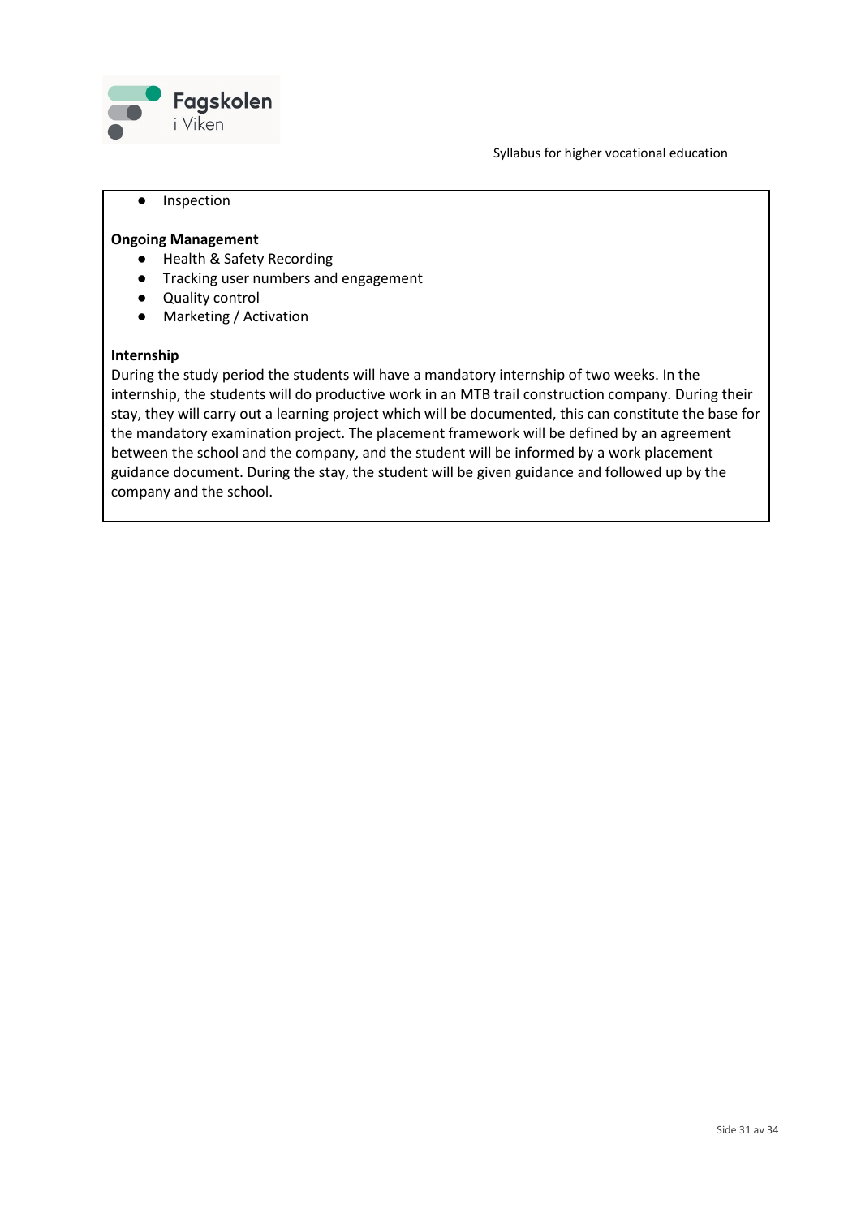- Inspection

**Ongoing Management**

- Health & Safety Recording
- Tracking user numbers and engagement
- Quality control
- Marketing / Activation

**Internship**

During the study period the students will have a mandatory internship of two weeks. In the internship, the students will do productive work in an MTB trail construction company. During their stay, they will carry out a learning project which will be documented, this can constitute the base for the mandatory examination project. The placement framework will be defined by an agreement between the school and the company, and the student will be informed by a work placement guidance document. During the stay, the student will be given guidance and followed up by the company and the school.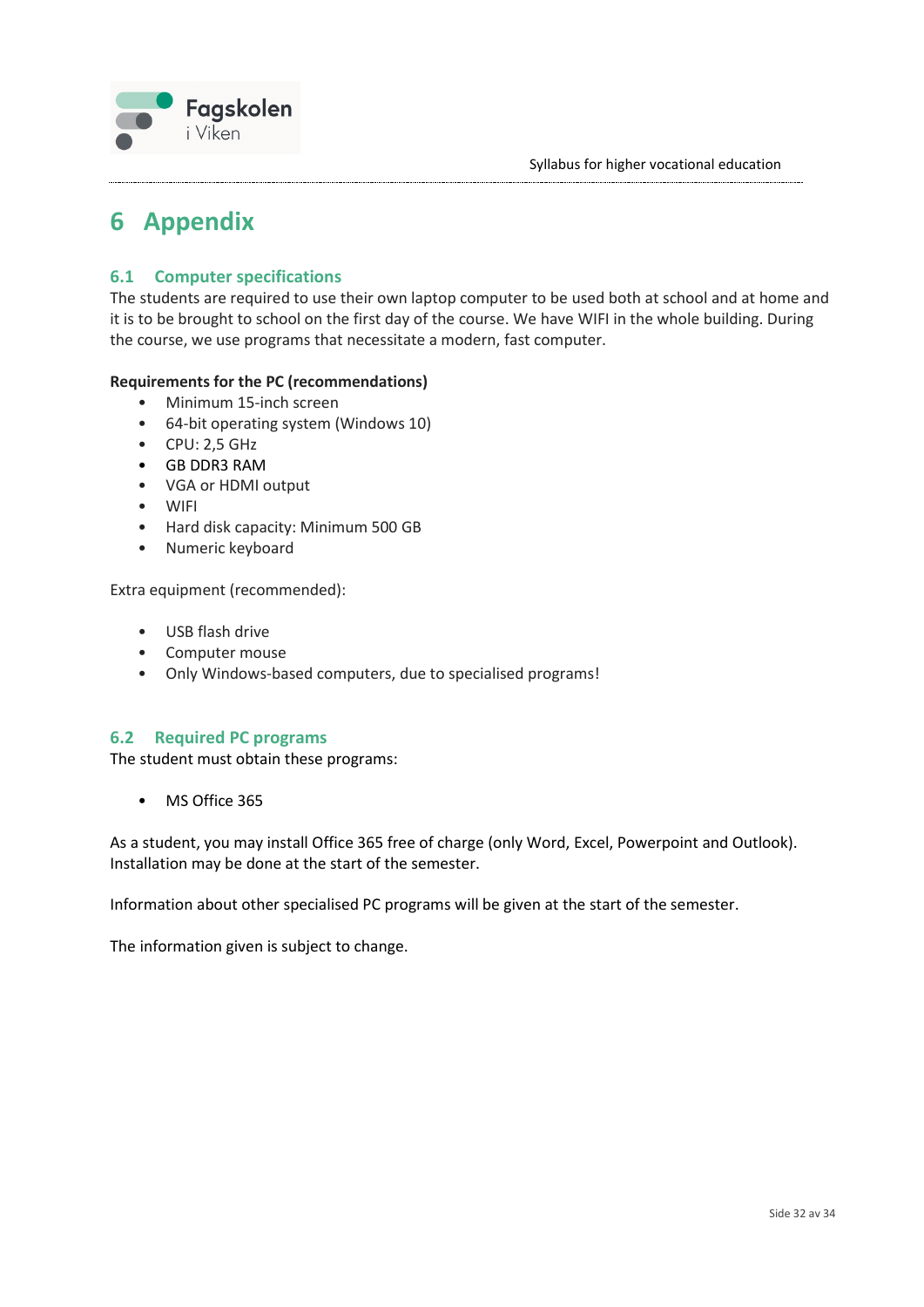# 6 Appendix

## 6.1 Computer specifications

The students are required to use their own laptop computer to be used both at school and at home and it is to be brought to school on the first day of the course. We have WIFI in the whole building. During the course, we use programs that necessitate a modern, fast computer.

**Requirements for the PC (recommendations)**

- Minimum 15-inch screen
- 64-bit operating system (Windows 10)
- CPU: 2,5 GHz
- GB DDR3 RAM
- VGA or HDMI output
- WIFI
- Hard disk capacity: Minimum 500 GB
- Numeric keyboard

Extra equipment (recommended):

- USB flash drive
- Computer mouse
- Only Windows-based computers, due to specialised programs!

## 6.2 Required PC programs

The student must obtain these programs:

- MS Office 365

As a student, you may install Office 365 free of charge (only Word, Excel, Powerpoint and Outlook). Installation may be done at the start of the semester.

Information about other specialised PC programs will be given at the start of the semester.

The information given is subject to change.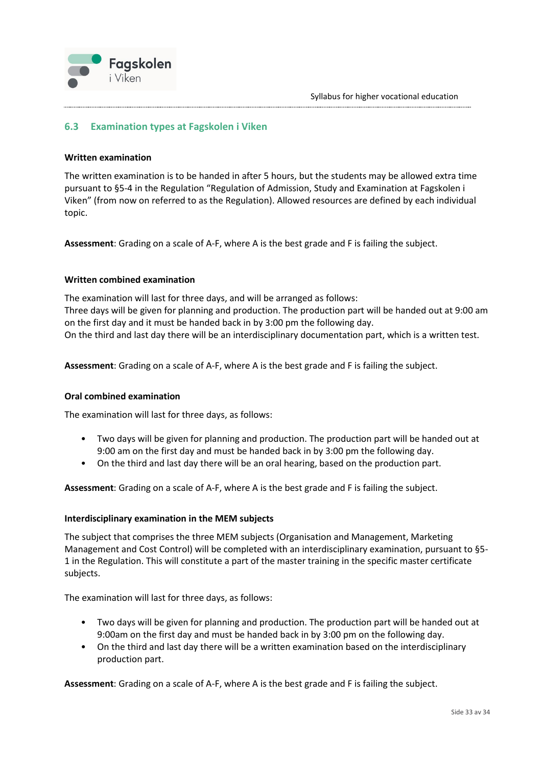## 6.3 Examination types at Fagskolen i Viken

**Written examination**

The written examination is to be handed in after 5 hours, but the students may be allowed extra time pursuant to §5-4 in the Regulation "Regulation of Admission, Study and Examination at Fagskolen i Viken" (from now on referred to as the Regulation). Allowed resources are defined by each individual topic.

**Assessment**: Grading on a scale of A-F, where A is the best grade and F is failing the subject.

**Written combined examination**

The examination will last for three days, and will be arranged as follows:
Three days will be given for planning and production. The production part will be handed out at 9:00 am on the first day and it must be handed back in by 3:00 pm the following day.
On the third and last day there will be an interdisciplinary documentation part, which is a written test.

**Assessment**: Grading on a scale of A-F, where A is the best grade and F is failing the subject.

**Oral combined examination**

The examination will last for three days, as follows:

- Two days will be given for planning and production. The production part will be handed out at 9:00 am on the first day and must be handed back in by 3:00 pm the following day.
- On the third and last day there will be an oral hearing, based on the production part.

**Assessment**: Grading on a scale of A-F, where A is the best grade and F is failing the subject.

**Interdisciplinary examination in the MEM subjects**

The subject that comprises the three MEM subjects (Organisation and Management, Marketing Management and Cost Control) will be completed with an interdisciplinary examination, pursuant to §5-1 in the Regulation. This will constitute a part of the master training in the specific master certificate subjects.

The examination will last for three days, as follows:

- Two days will be given for planning and production. The production part will be handed out at 9:00am on the first day and must be handed back in by 3:00 pm on the following day.
- On the third and last day there will be a written examination based on the interdisciplinary production part.

**Assessment**: Grading on a scale of A-F, where A is the best grade and F is failing the subject.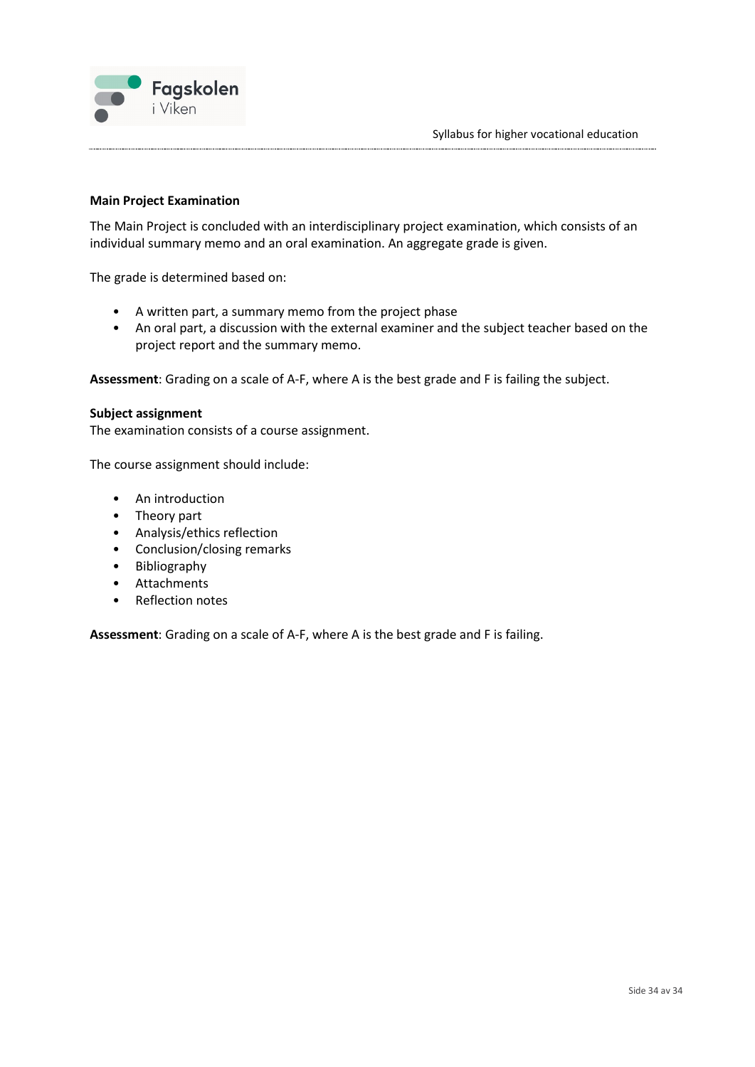**Main Project Examination**

The Main Project is concluded with an interdisciplinary project examination, which consists of an individual summary memo and an oral examination. An aggregate grade is given.

The grade is determined based on:

- A written part, a summary memo from the project phase
- An oral part, a discussion with the external examiner and the subject teacher based on the project report and the summary memo.

**Assessment**: Grading on a scale of A-F, where A is the best grade and F is failing the subject.

**Subject assignment**

The examination consists of a course assignment.

The course assignment should include:

- An introduction
- Theory part
- Analysis/ethics reflection
- Conclusion/closing remarks
- Bibliography
- Attachments
- Reflection notes

**Assessment**: Grading on a scale of A-F, where A is the best grade and F is failing.